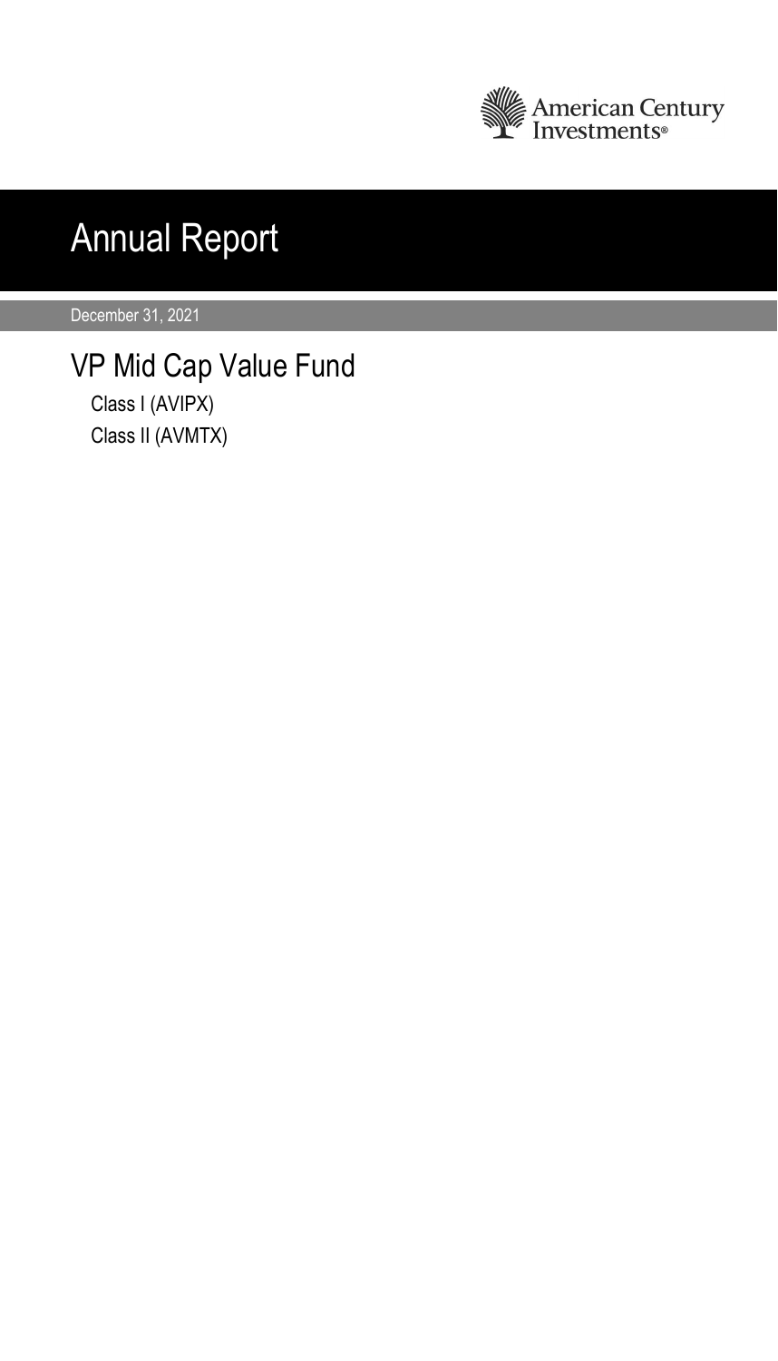American Century Investments®

# Annual Report

December 31, 2021

## VP Mid Cap Value Fund

Class I (AVIPX)

Class II (AVMTX)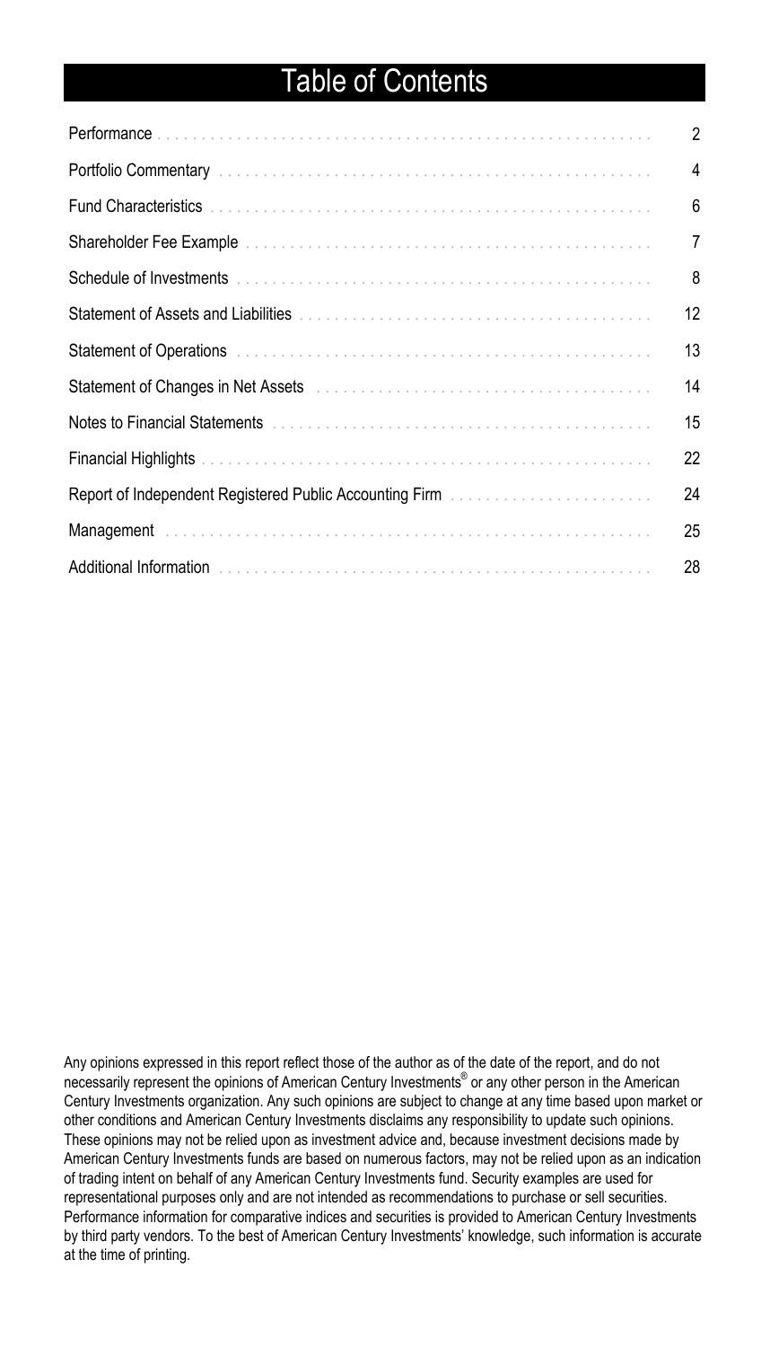# Table of Contents

| | |
|---|---|
| Performance | 2 |
| Portfolio Commentary | 4 |
| Fund Characteristics | 6 |
| Shareholder Fee Example | 7 |
| Schedule of Investments | 8 |
| Statement of Assets and Liabilities | 12 |
| Statement of Operations | 13 |
| Statement of Changes in Net Assets | 14 |
| Notes to Financial Statements | 15 |
| Financial Highlights | 22 |
| Report of Independent Registered Public Accounting Firm | 24 |
| Management | 25 |
| Additional Information | 28 |

Any opinions expressed in this report reflect those of the author as of the date of the report, and do not necessarily represent the opinions of American Century Investments® or any other person in the American Century Investments organization. Any such opinions are subject to change at any time based upon market or other conditions and American Century Investments disclaims any responsibility to update such opinions. These opinions may not be relied upon as investment advice and, because investment decisions made by American Century Investments funds are based on numerous factors, may not be relied upon as an indication of trading intent on behalf of any American Century Investments fund. Security examples are used for representational purposes only and are not intended as recommendations to purchase or sell securities. Performance information for comparative indices and securities is provided to American Century Investments by third party vendors. To the best of American Century Investments' knowledge, such information is accurate at the time of printing.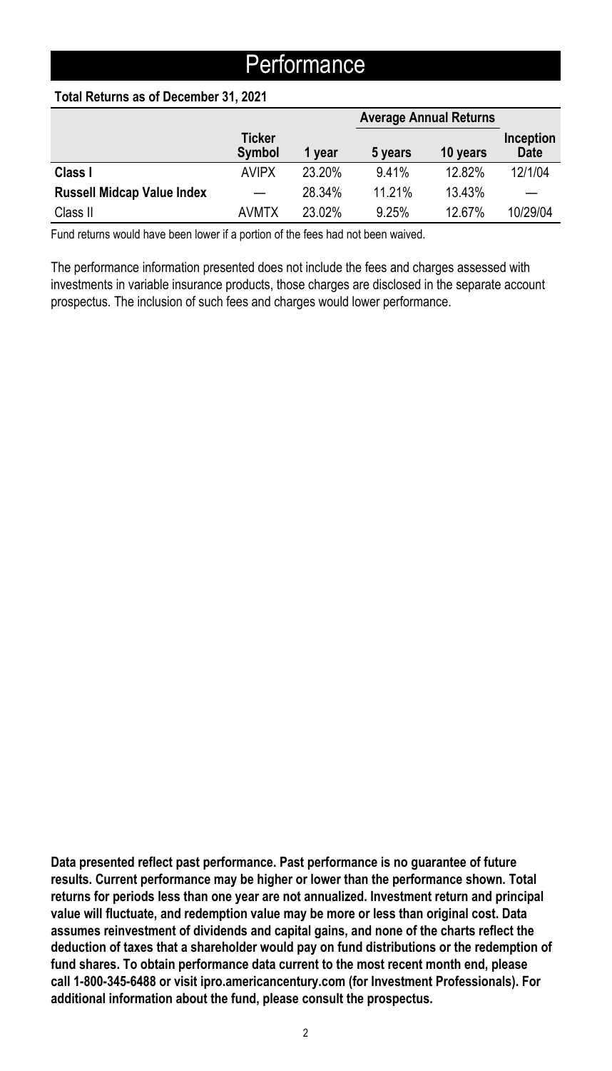# Performance

**Total Returns as of December 31, 2021**

| | | | Average Annual Returns | | |
|---|---|---|---|---|---|
| | **Ticker Symbol** | **1 year** | **5 years** | **10 years** | **Inception Date** |
| **Class I** | AVIPX | 23.20% | 9.41% | 12.82% | 12/1/04 |
| **Russell Midcap Value Index** | — | 28.34% | 11.21% | 13.43% | — |
| Class II | AVMTX | 23.02% | 9.25% | 12.67% | 10/29/04 |

Fund returns would have been lower if a portion of the fees had not been waived.

The performance information presented does not include the fees and charges assessed with investments in variable insurance products, those charges are disclosed in the separate account prospectus. The inclusion of such fees and charges would lower performance.

**Data presented reflect past performance. Past performance is no guarantee of future results. Current performance may be higher or lower than the performance shown. Total returns for periods less than one year are not annualized. Investment return and principal value will fluctuate, and redemption value may be more or less than original cost. Data assumes reinvestment of dividends and capital gains, and none of the charts reflect the deduction of taxes that a shareholder would pay on fund distributions or the redemption of fund shares. To obtain performance data current to the most recent month end, please call 1-800-345-6488 or visit ipro.americancentury.com (for Investment Professionals). For additional information about the fund, please consult the prospectus.**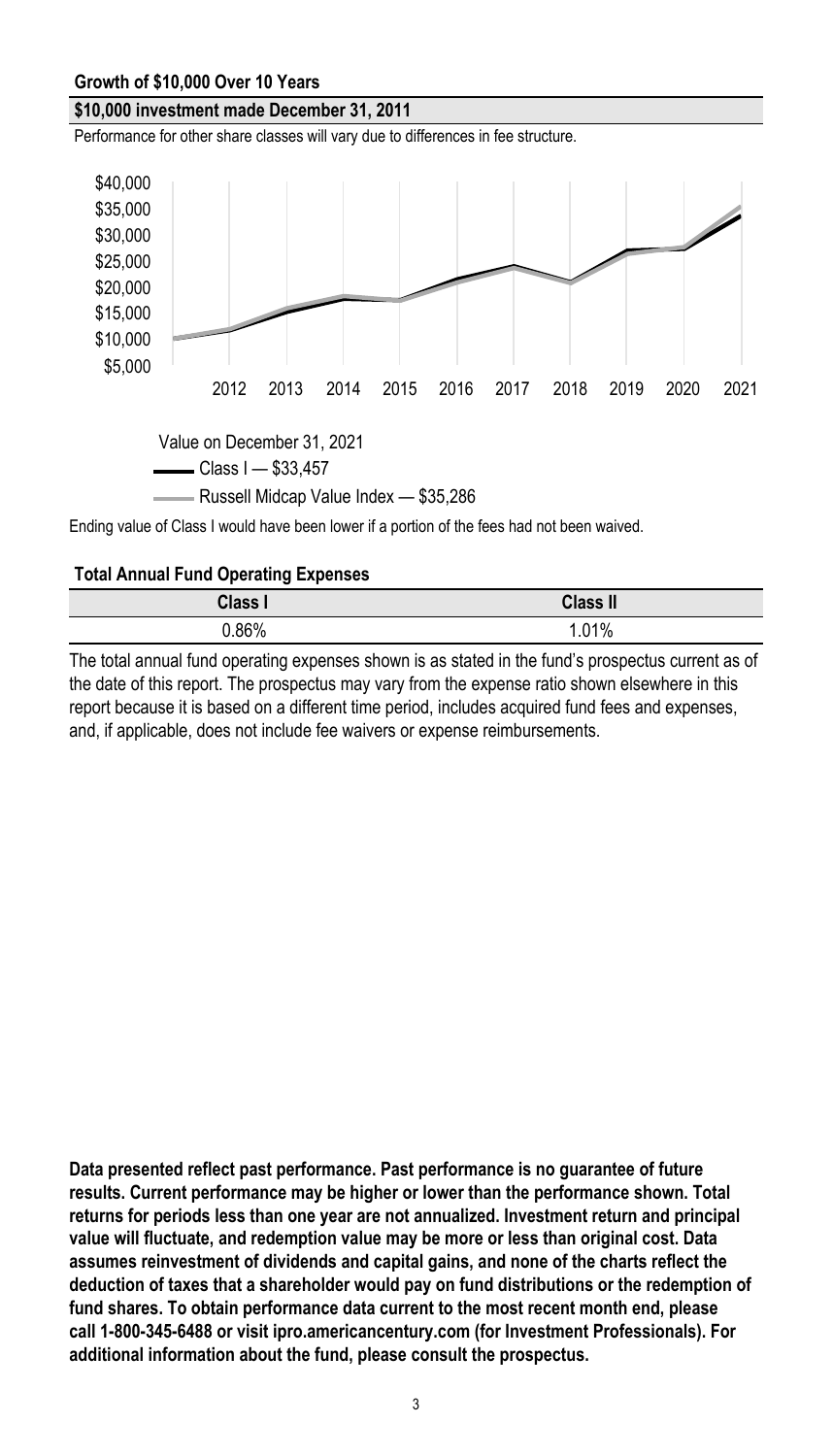**Growth of $10,000 Over 10 Years**

**$10,000 investment made December 31, 2011**

Performance for other share classes will vary due to differences in fee structure.

Value on December 31, 2021

Class I — $33,457

Russell Midcap Value Index — $35,286

Ending value of Class I would have been lower if a portion of the fees had not been waived.

**Total Annual Fund Operating Expenses**

| Class I | Class II |
|---|---|
| 0.86% | 1.01% |

The total annual fund operating expenses shown is as stated in the fund's prospectus current as of the date of this report. The prospectus may vary from the expense ratio shown elsewhere in this report because it is based on a different time period, includes acquired fund fees and expenses, and, if applicable, does not include fee waivers or expense reimbursements.

**Data presented reflect past performance. Past performance is no guarantee of future results. Current performance may be higher or lower than the performance shown. Total returns for periods less than one year are not annualized. Investment return and principal value will fluctuate, and redemption value may be more or less than original cost. Data assumes reinvestment of dividends and capital gains, and none of the charts reflect the deduction of taxes that a shareholder would pay on fund distributions or the redemption of fund shares. To obtain performance data current to the most recent month end, please call 1-800-345-6488 or visit ipro.americancentury.com (for Investment Professionals). For additional information about the fund, please consult the prospectus.**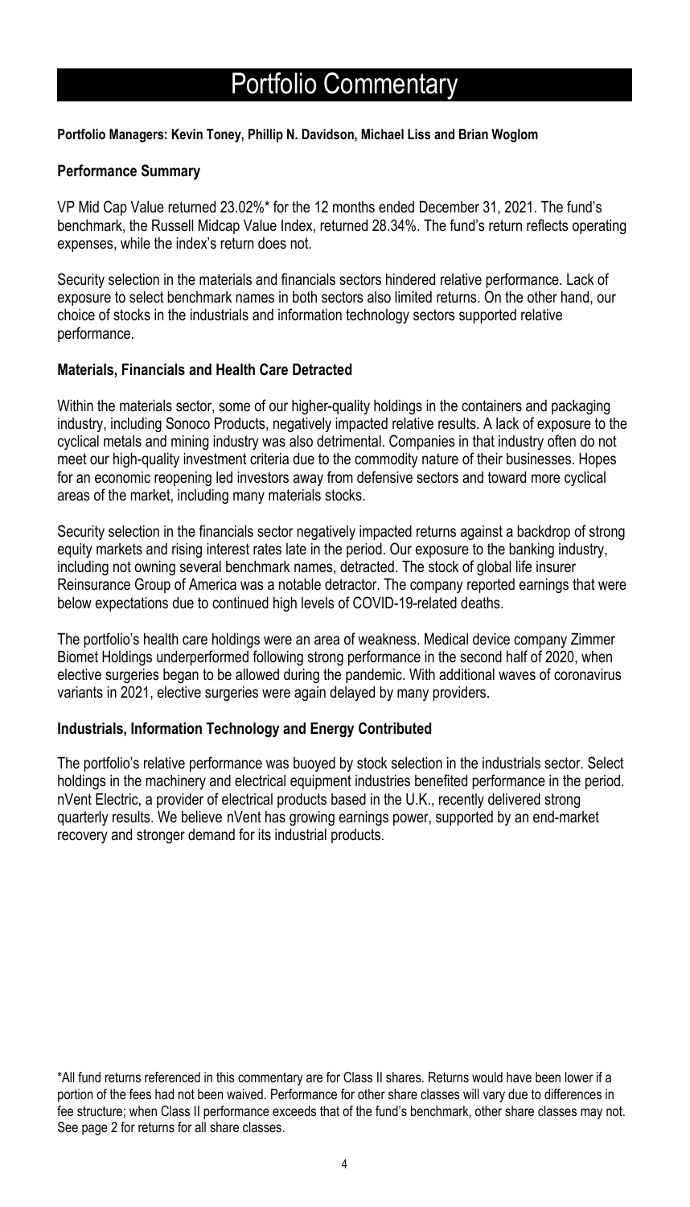# Portfolio Commentary

**Portfolio Managers: Kevin Toney, Phillip N. Davidson, Michael Liss and Brian Woglom**

### Performance Summary

VP Mid Cap Value returned 23.02%* for the 12 months ended December 31, 2021. The fund's benchmark, the Russell Midcap Value Index, returned 28.34%. The fund's return reflects operating expenses, while the index's return does not.

Security selection in the materials and financials sectors hindered relative performance. Lack of exposure to select benchmark names in both sectors also limited returns. On the other hand, our choice of stocks in the industrials and information technology sectors supported relative performance.

### Materials, Financials and Health Care Detracted

Within the materials sector, some of our higher-quality holdings in the containers and packaging industry, including Sonoco Products, negatively impacted relative results. A lack of exposure to the cyclical metals and mining industry was also detrimental. Companies in that industry often do not meet our high-quality investment criteria due to the commodity nature of their businesses. Hopes for an economic reopening led investors away from defensive sectors and toward more cyclical areas of the market, including many materials stocks.

Security selection in the financials sector negatively impacted returns against a backdrop of strong equity markets and rising interest rates late in the period. Our exposure to the banking industry, including not owning several benchmark names, detracted. The stock of global life insurer Reinsurance Group of America was a notable detractor. The company reported earnings that were below expectations due to continued high levels of COVID-19-related deaths.

The portfolio's health care holdings were an area of weakness. Medical device company Zimmer Biomet Holdings underperformed following strong performance in the second half of 2020, when elective surgeries began to be allowed during the pandemic. With additional waves of coronavirus variants in 2021, elective surgeries were again delayed by many providers.

### Industrials, Information Technology and Energy Contributed

The portfolio's relative performance was buoyed by stock selection in the industrials sector. Select holdings in the machinery and electrical equipment industries benefited performance in the period. nVent Electric, a provider of electrical products based in the U.K., recently delivered strong quarterly results. We believe nVent has growing earnings power, supported by an end-market recovery and stronger demand for its industrial products.

*All fund returns referenced in this commentary are for Class II shares. Returns would have been lower if a portion of the fees had not been waived. Performance for other share classes will vary due to differences in fee structure; when Class II performance exceeds that of the fund's benchmark, other share classes may not. See page 2 for returns for all share classes.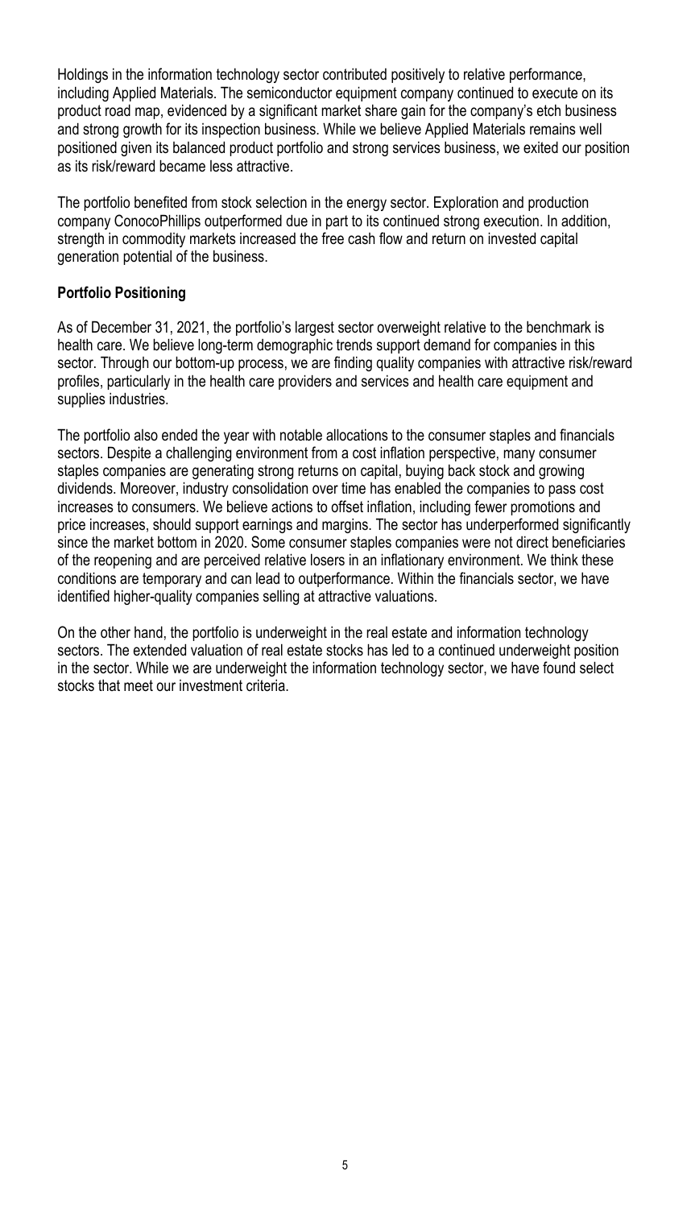Holdings in the information technology sector contributed positively to relative performance, including Applied Materials. The semiconductor equipment company continued to execute on its product road map, evidenced by a significant market share gain for the company's etch business and strong growth for its inspection business. While we believe Applied Materials remains well positioned given its balanced product portfolio and strong services business, we exited our position as its risk/reward became less attractive.

The portfolio benefited from stock selection in the energy sector. Exploration and production company ConocoPhillips outperformed due in part to its continued strong execution. In addition, strength in commodity markets increased the free cash flow and return on invested capital generation potential of the business.

**Portfolio Positioning**

As of December 31, 2021, the portfolio's largest sector overweight relative to the benchmark is health care. We believe long-term demographic trends support demand for companies in this sector. Through our bottom-up process, we are finding quality companies with attractive risk/reward profiles, particularly in the health care providers and services and health care equipment and supplies industries.

The portfolio also ended the year with notable allocations to the consumer staples and financials sectors. Despite a challenging environment from a cost inflation perspective, many consumer staples companies are generating strong returns on capital, buying back stock and growing dividends. Moreover, industry consolidation over time has enabled the companies to pass cost increases to consumers. We believe actions to offset inflation, including fewer promotions and price increases, should support earnings and margins. The sector has underperformed significantly since the market bottom in 2020. Some consumer staples companies were not direct beneficiaries of the reopening and are perceived relative losers in an inflationary environment. We think these conditions are temporary and can lead to outperformance. Within the financials sector, we have identified higher-quality companies selling at attractive valuations.

On the other hand, the portfolio is underweight in the real estate and information technology sectors. The extended valuation of real estate stocks has led to a continued underweight position in the sector. While we are underweight the information technology sector, we have found select stocks that meet our investment criteria.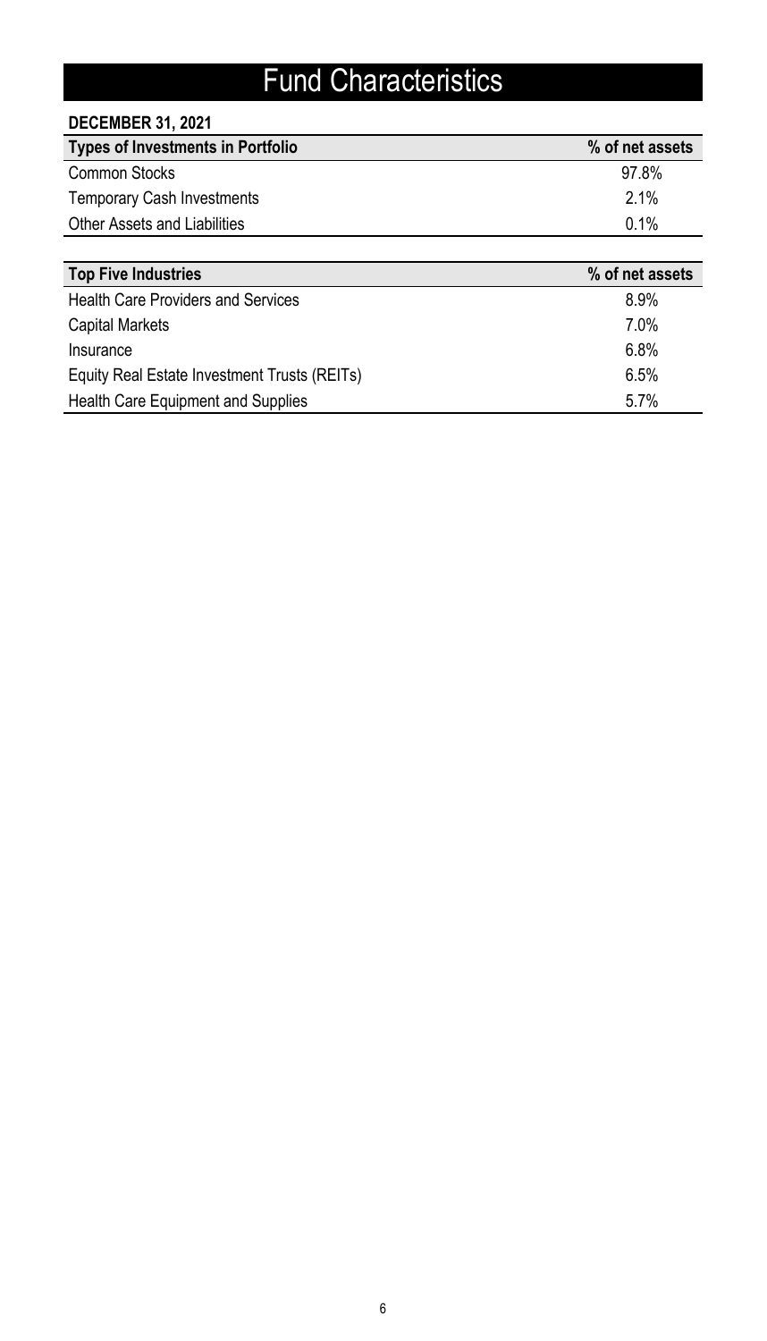# Fund Characteristics

**DECEMBER 31, 2021**

| Types of Investments in Portfolio | % of net assets |
|---|---|
| Common Stocks | 97.8% |
| Temporary Cash Investments | 2.1% |
| Other Assets and Liabilities | 0.1% |

| Top Five Industries | % of net assets |
|---|---|
| Health Care Providers and Services | 8.9% |
| Capital Markets | 7.0% |
| Insurance | 6.8% |
| Equity Real Estate Investment Trusts (REITs) | 6.5% |
| Health Care Equipment and Supplies | 5.7% |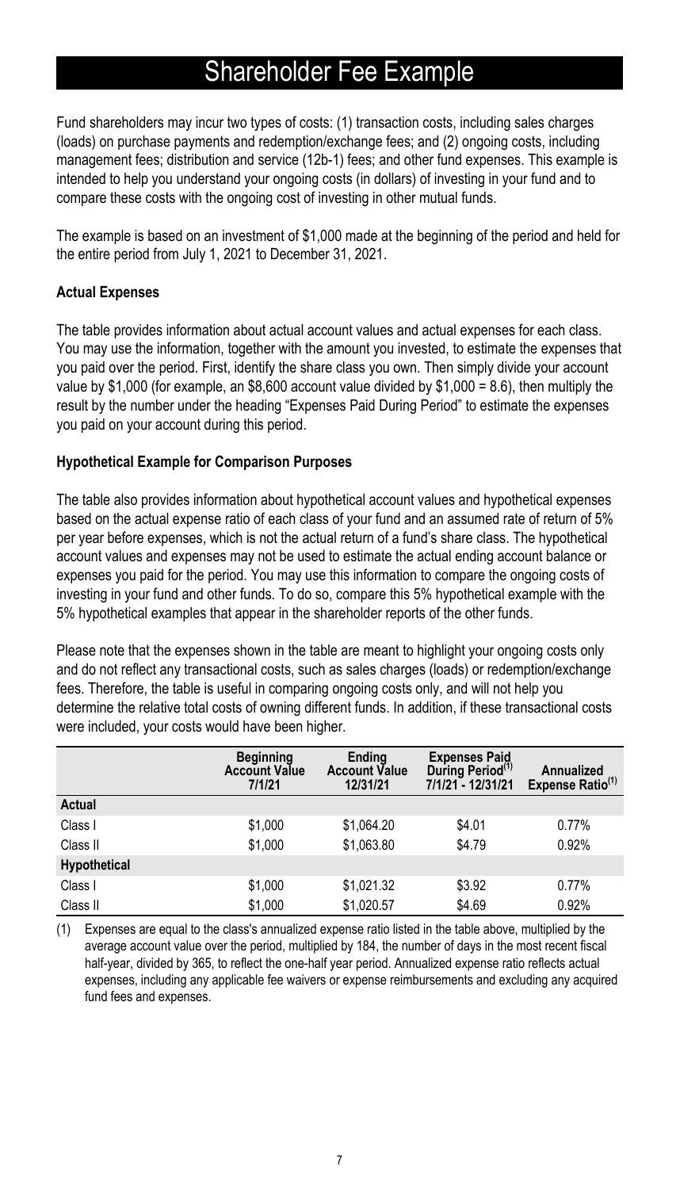# Shareholder Fee Example

Fund shareholders may incur two types of costs: (1) transaction costs, including sales charges (loads) on purchase payments and redemption/exchange fees; and (2) ongoing costs, including management fees; distribution and service (12b-1) fees; and other fund expenses. This example is intended to help you understand your ongoing costs (in dollars) of investing in your fund and to compare these costs with the ongoing cost of investing in other mutual funds.

The example is based on an investment of $1,000 made at the beginning of the period and held for the entire period from July 1, 2021 to December 31, 2021.

**Actual Expenses**

The table provides information about actual account values and actual expenses for each class. You may use the information, together with the amount you invested, to estimate the expenses that you paid over the period. First, identify the share class you own. Then simply divide your account value by $1,000 (for example, an $8,600 account value divided by $1,000 = 8.6), then multiply the result by the number under the heading “Expenses Paid During Period” to estimate the expenses you paid on your account during this period.

**Hypothetical Example for Comparison Purposes**

The table also provides information about hypothetical account values and hypothetical expenses based on the actual expense ratio of each class of your fund and an assumed rate of return of 5% per year before expenses, which is not the actual return of a fund’s share class. The hypothetical account values and expenses may not be used to estimate the actual ending account balance or expenses you paid for the period. You may use this information to compare the ongoing costs of investing in your fund and other funds. To do so, compare this 5% hypothetical example with the 5% hypothetical examples that appear in the shareholder reports of the other funds.

Please note that the expenses shown in the table are meant to highlight your ongoing costs only and do not reflect any transactional costs, such as sales charges (loads) or redemption/exchange fees. Therefore, the table is useful in comparing ongoing costs only, and will not help you determine the relative total costs of owning different funds. In addition, if these transactional costs were included, your costs would have been higher.

| | Beginning Account Value 7/1/21 | Ending Account Value 12/31/21 | Expenses Paid During Period[(1)] 7/1/21 - 12/31/21 | Annualized Expense Ratio[(1)] |
|---|---|---|---|---|
| **Actual** | | | | |
| Class I | $1,000 | $1,064.20 | $4.01 | 0.77% |
| Class II | $1,000 | $1,063.80 | $4.79 | 0.92% |
| **Hypothetical** | | | | |
| Class I | $1,000 | $1,021.32 | $3.92 | 0.77% |
| Class II | $1,000 | $1,020.57 | $4.69 | 0.92% |

(1) Expenses are equal to the class's annualized expense ratio listed in the table above, multiplied by the average account value over the period, multiplied by 184, the number of days in the most recent fiscal half-year, divided by 365, to reflect the one-half year period. Annualized expense ratio reflects actual expenses, including any applicable fee waivers or expense reimbursements and excluding any acquired fund fees and expenses.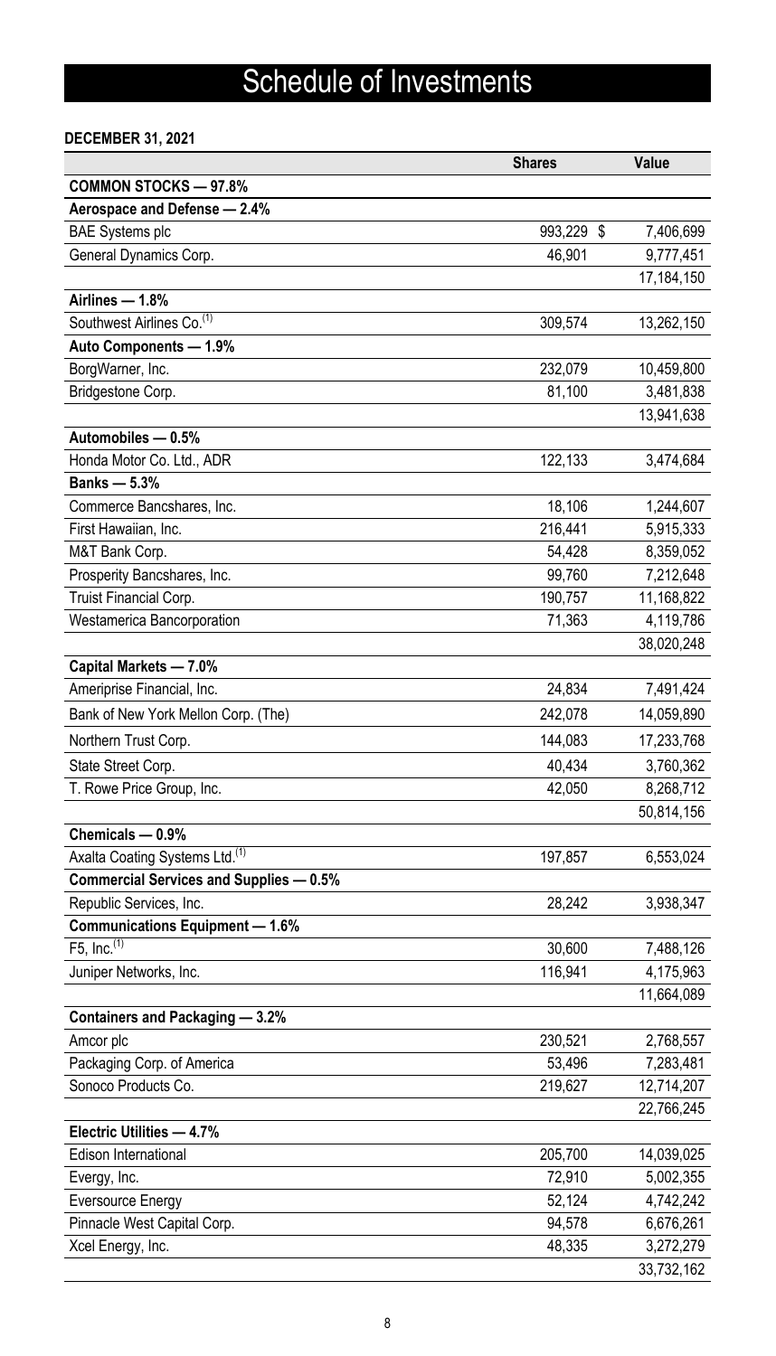# Schedule of Investments

**DECEMBER 31, 2021**

| | Shares | Value |
|---|---|---|
| **COMMON STOCKS — 97.8%** | | |
| **Aerospace and Defense — 2.4%** | | |
| BAE Systems plc | 993,229 | $ 7,406,699 |
| General Dynamics Corp. | 46,901 | 9,777,451 |
| | | 17,184,150 |
| **Airlines — 1.8%** | | |
| Southwest Airlines Co.[(1)] | 309,574 | 13,262,150 |
| **Auto Components — 1.9%** | | |
| BorgWarner, Inc. | 232,079 | 10,459,800 |
| Bridgestone Corp. | 81,100 | 3,481,838 |
| | | 13,941,638 |
| **Automobiles — 0.5%** | | |
| Honda Motor Co. Ltd., ADR | 122,133 | 3,474,684 |
| **Banks — 5.3%** | | |
| Commerce Bancshares, Inc. | 18,106 | 1,244,607 |
| First Hawaiian, Inc. | 216,441 | 5,915,333 |
| M&T Bank Corp. | 54,428 | 8,359,052 |
| Prosperity Bancshares, Inc. | 99,760 | 7,212,648 |
| Truist Financial Corp. | 190,757 | 11,168,822 |
| Westamerica Bancorporation | 71,363 | 4,119,786 |
| | | 38,020,248 |
| **Capital Markets — 7.0%** | | |
| Ameriprise Financial, Inc. | 24,834 | 7,491,424 |
| Bank of New York Mellon Corp. (The) | 242,078 | 14,059,890 |
| Northern Trust Corp. | 144,083 | 17,233,768 |
| State Street Corp. | 40,434 | 3,760,362 |
| T. Rowe Price Group, Inc. | 42,050 | 8,268,712 |
| | | 50,814,156 |
| **Chemicals — 0.9%** | | |
| Axalta Coating Systems Ltd.[(1)] | 197,857 | 6,553,024 |
| **Commercial Services and Supplies — 0.5%** | | |
| Republic Services, Inc. | 28,242 | 3,938,347 |
| **Communications Equipment — 1.6%** | | |
| F5, Inc.[(1)] | 30,600 | 7,488,126 |
| Juniper Networks, Inc. | 116,941 | 4,175,963 |
| | | 11,664,089 |
| **Containers and Packaging — 3.2%** | | |
| Amcor plc | 230,521 | 2,768,557 |
| Packaging Corp. of America | 53,496 | 7,283,481 |
| Sonoco Products Co. | 219,627 | 12,714,207 |
| | | 22,766,245 |
| **Electric Utilities — 4.7%** | | |
| Edison International | 205,700 | 14,039,025 |
| Evergy, Inc. | 72,910 | 5,002,355 |
| Eversource Energy | 52,124 | 4,742,242 |
| Pinnacle West Capital Corp. | 94,578 | 6,676,261 |
| Xcel Energy, Inc. | 48,335 | 3,272,279 |
| | | 33,732,162 |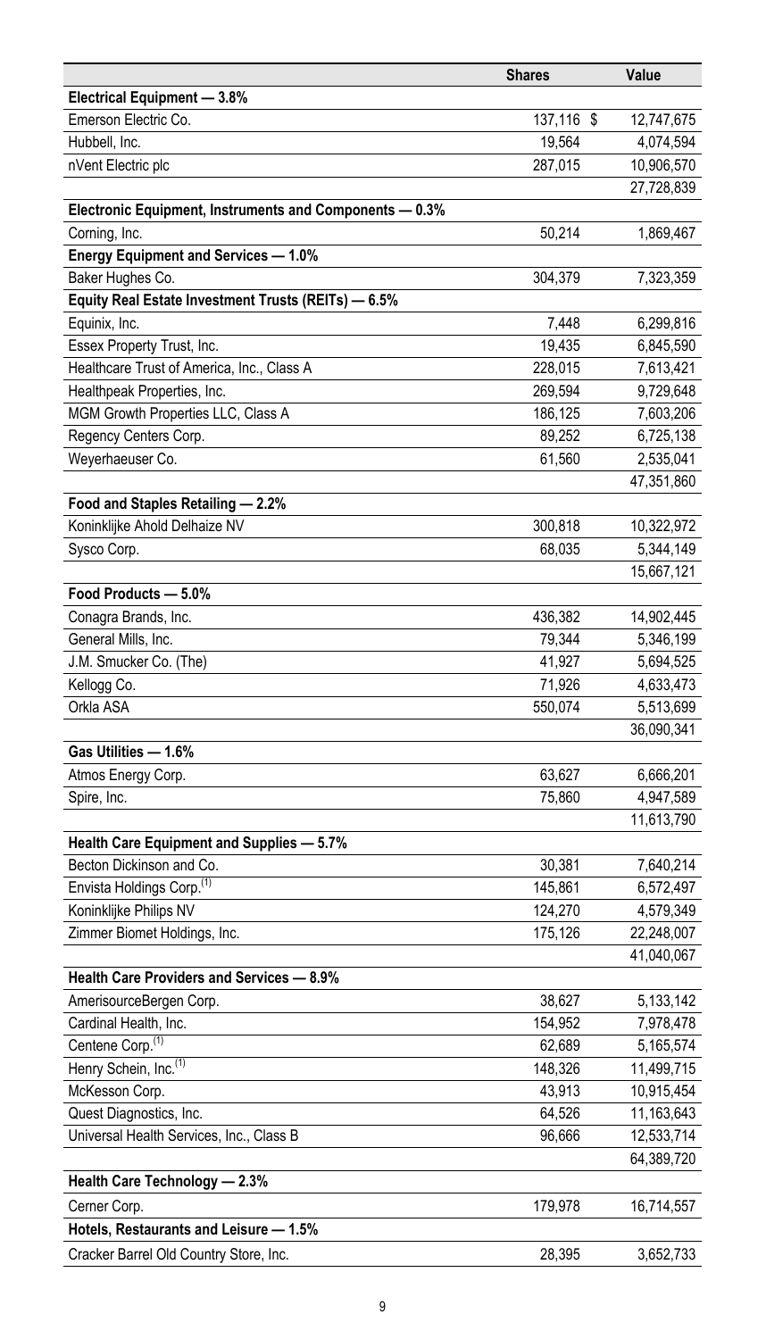| | Shares | Value |
|---|---|---|
| **Electrical Equipment — 3.8%** | | |
| Emerson Electric Co. | 137,116 | $ 12,747,675 |
| Hubbell, Inc. | 19,564 | 4,074,594 |
| nVent Electric plc | 287,015 | 10,906,570 |
| | | 27,728,839 |
| **Electronic Equipment, Instruments and Components — 0.3%** | | |
| Corning, Inc. | 50,214 | 1,869,467 |
| **Energy Equipment and Services — 1.0%** | | |
| Baker Hughes Co. | 304,379 | 7,323,359 |
| **Equity Real Estate Investment Trusts (REITs) — 6.5%** | | |
| Equinix, Inc. | 7,448 | 6,299,816 |
| Essex Property Trust, Inc. | 19,435 | 6,845,590 |
| Healthcare Trust of America, Inc., Class A | 228,015 | 7,613,421 |
| Healthpeak Properties, Inc. | 269,594 | 9,729,648 |
| MGM Growth Properties LLC, Class A | 186,125 | 7,603,206 |
| Regency Centers Corp. | 89,252 | 6,725,138 |
| Weyerhaeuser Co. | 61,560 | 2,535,041 |
| | | 47,351,860 |
| **Food and Staples Retailing — 2.2%** | | |
| Koninklijke Ahold Delhaize NV | 300,818 | 10,322,972 |
| Sysco Corp. | 68,035 | 5,344,149 |
| | | 15,667,121 |
| **Food Products — 5.0%** | | |
| Conagra Brands, Inc. | 436,382 | 14,902,445 |
| General Mills, Inc. | 79,344 | 5,346,199 |
| J.M. Smucker Co. (The) | 41,927 | 5,694,525 |
| Kellogg Co. | 71,926 | 4,633,473 |
| Orkla ASA | 550,074 | 5,513,699 |
| | | 36,090,341 |
| **Gas Utilities — 1.6%** | | |
| Atmos Energy Corp. | 63,627 | 6,666,201 |
| Spire, Inc. | 75,860 | 4,947,589 |
| | | 11,613,790 |
| **Health Care Equipment and Supplies — 5.7%** | | |
| Becton Dickinson and Co. | 30,381 | 7,640,214 |
| Envista Holdings Corp.[(1)] | 145,861 | 6,572,497 |
| Koninklijke Philips NV | 124,270 | 4,579,349 |
| Zimmer Biomet Holdings, Inc. | 175,126 | 22,248,007 |
| | | 41,040,067 |
| **Health Care Providers and Services — 8.9%** | | |
| AmerisourceBergen Corp. | 38,627 | 5,133,142 |
| Cardinal Health, Inc. | 154,952 | 7,978,478 |
| Centene Corp.[(1)] | 62,689 | 5,165,574 |
| Henry Schein, Inc.[(1)] | 148,326 | 11,499,715 |
| McKesson Corp. | 43,913 | 10,915,454 |
| Quest Diagnostics, Inc. | 64,526 | 11,163,643 |
| Universal Health Services, Inc., Class B | 96,666 | 12,533,714 |
| | | 64,389,720 |
| **Health Care Technology — 2.3%** | | |
| Cerner Corp. | 179,978 | 16,714,557 |
| **Hotels, Restaurants and Leisure — 1.5%** | | |
| Cracker Barrel Old Country Store, Inc. | 28,395 | 3,652,733 |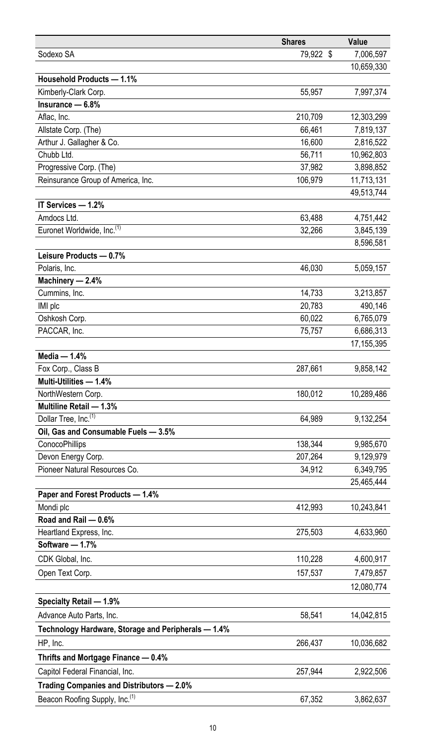| | Shares | Value |
|---|---|---|
| Sodexo SA | 79,922 | $ 7,006,597 |
| | | 10,659,330 |
| **Household Products — 1.1%** | | |
| Kimberly-Clark Corp. | 55,957 | 7,997,374 |
| **Insurance — 6.8%** | | |
| Aflac, Inc. | 210,709 | 12,303,299 |
| Allstate Corp. (The) | 66,461 | 7,819,137 |
| Arthur J. Gallagher & Co. | 16,600 | 2,816,522 |
| Chubb Ltd. | 56,711 | 10,962,803 |
| Progressive Corp. (The) | 37,982 | 3,898,852 |
| Reinsurance Group of America, Inc. | 106,979 | 11,713,131 |
| | | 49,513,744 |
| **IT Services — 1.2%** | | |
| Amdocs Ltd. | 63,488 | 4,751,442 |
| Euronet Worldwide, Inc.[(1)] | 32,266 | 3,845,139 |
| | | 8,596,581 |
| **Leisure Products — 0.7%** | | |
| Polaris, Inc. | 46,030 | 5,059,157 |
| **Machinery — 2.4%** | | |
| Cummins, Inc. | 14,733 | 3,213,857 |
| IMI plc | 20,783 | 490,146 |
| Oshkosh Corp. | 60,022 | 6,765,079 |
| PACCAR, Inc. | 75,757 | 6,686,313 |
| | | 17,155,395 |
| **Media — 1.4%** | | |
| Fox Corp., Class B | 287,661 | 9,858,142 |
| **Multi-Utilities — 1.4%** | | |
| NorthWestern Corp. | 180,012 | 10,289,486 |
| **Multiline Retail — 1.3%** | | |
| Dollar Tree, Inc.[(1)] | 64,989 | 9,132,254 |
| **Oil, Gas and Consumable Fuels — 3.5%** | | |
| ConocoPhillips | 138,344 | 9,985,670 |
| Devon Energy Corp. | 207,264 | 9,129,979 |
| Pioneer Natural Resources Co. | 34,912 | 6,349,795 |
| | | 25,465,444 |
| **Paper and Forest Products — 1.4%** | | |
| Mondi plc | 412,993 | 10,243,841 |
| **Road and Rail — 0.6%** | | |
| Heartland Express, Inc. | 275,503 | 4,633,960 |
| **Software — 1.7%** | | |
| CDK Global, Inc. | 110,228 | 4,600,917 |
| Open Text Corp. | 157,537 | 7,479,857 |
| | | 12,080,774 |
| **Specialty Retail — 1.9%** | | |
| Advance Auto Parts, Inc. | 58,541 | 14,042,815 |
| **Technology Hardware, Storage and Peripherals — 1.4%** | | |
| HP, Inc. | 266,437 | 10,036,682 |
| **Thrifts and Mortgage Finance — 0.4%** | | |
| Capitol Federal Financial, Inc. | 257,944 | 2,922,506 |
| **Trading Companies and Distributors — 2.0%** | | |
| Beacon Roofing Supply, Inc.[(1)] | 67,352 | 3,862,637 |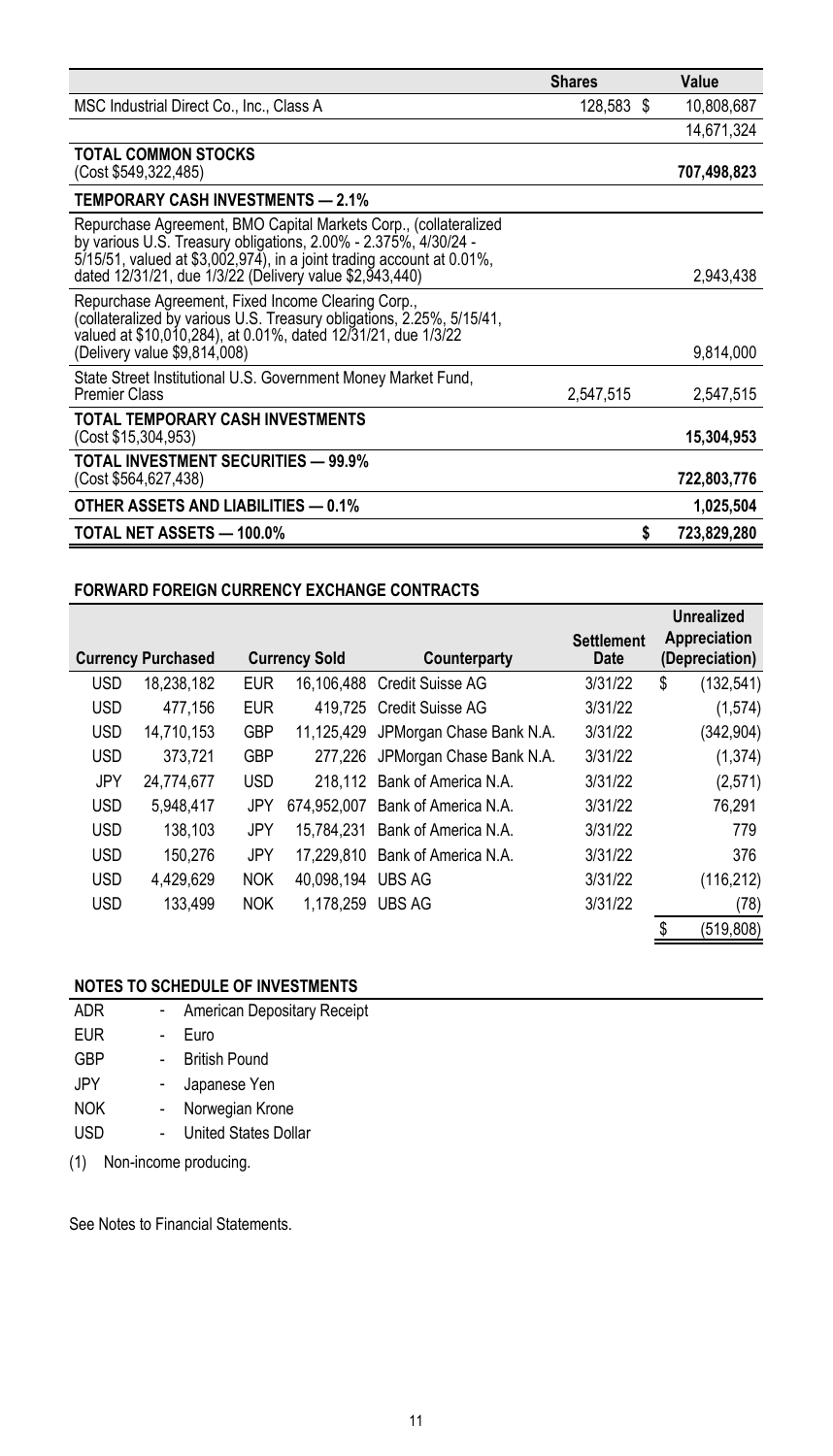| | Shares | Value |
|---|---|---|
| MSC Industrial Direct Co., Inc., Class A | 128,583 | $ 10,808,687 |
| | | 14,671,324 |
| **TOTAL COMMON STOCKS** (Cost $549,322,485) | | **707,498,823** |
| **TEMPORARY CASH INVESTMENTS — 2.1%** | | |
| Repurchase Agreement, BMO Capital Markets Corp., (collateralized by various U.S. Treasury obligations, 2.00% - 2.375%, 4/30/24 - 5/15/51, valued at $3,002,974), in a joint trading account at 0.01%, dated 12/31/21, due 1/3/22 (Delivery value $2,943,440) | | 2,943,438 |
| Repurchase Agreement, Fixed Income Clearing Corp., (collateralized by various U.S. Treasury obligations, 2.25%, 5/15/41, valued at $10,010,284), at 0.01%, dated 12/31/21, due 1/3/22 (Delivery value $9,814,008) | | 9,814,000 |
| State Street Institutional U.S. Government Money Market Fund, Premier Class | 2,547,515 | 2,547,515 |
| **TOTAL TEMPORARY CASH INVESTMENTS** (Cost $15,304,953) | | **15,304,953** |
| **TOTAL INVESTMENT SECURITIES — 99.9%** (Cost $564,627,438) | | **722,803,776** |
| **OTHER ASSETS AND LIABILITIES — 0.1%** | | **1,025,504** |
| **TOTAL NET ASSETS — 100.0%** | | **$ 723,829,280** |

**FORWARD FOREIGN CURRENCY EXCHANGE CONTRACTS**

| Currency Purchased | | Currency Sold | | Counterparty | Settlement Date | Unrealized Appreciation (Depreciation) |
|---|---|---|---|---|---|---|
| USD | 18,238,182 | EUR | 16,106,488 | Credit Suisse AG | 3/31/22 | $ (132,541) |
| USD | 477,156 | EUR | 419,725 | Credit Suisse AG | 3/31/22 | (1,574) |
| USD | 14,710,153 | GBP | 11,125,429 | JPMorgan Chase Bank N.A. | 3/31/22 | (342,904) |
| USD | 373,721 | GBP | 277,226 | JPMorgan Chase Bank N.A. | 3/31/22 | (1,374) |
| JPY | 24,774,677 | USD | 218,112 | Bank of America N.A. | 3/31/22 | (2,571) |
| USD | 5,948,417 | JPY | 674,952,007 | Bank of America N.A. | 3/31/22 | 76,291 |
| USD | 138,103 | JPY | 15,784,231 | Bank of America N.A. | 3/31/22 | 779 |
| USD | 150,276 | JPY | 17,229,810 | Bank of America N.A. | 3/31/22 | 376 |
| USD | 4,429,629 | NOK | 40,098,194 | UBS AG | 3/31/22 | (116,212) |
| USD | 133,499 | NOK | 1,178,259 | UBS AG | 3/31/22 | (78) |
| | | | | | | $ (519,808) |

**NOTES TO SCHEDULE OF INVESTMENTS**

- ADR - American Depositary Receipt
- EUR - Euro
- GBP - British Pound
- JPY - Japanese Yen
- NOK - Norwegian Krone
- USD - United States Dollar

(1) Non-income producing.

See Notes to Financial Statements.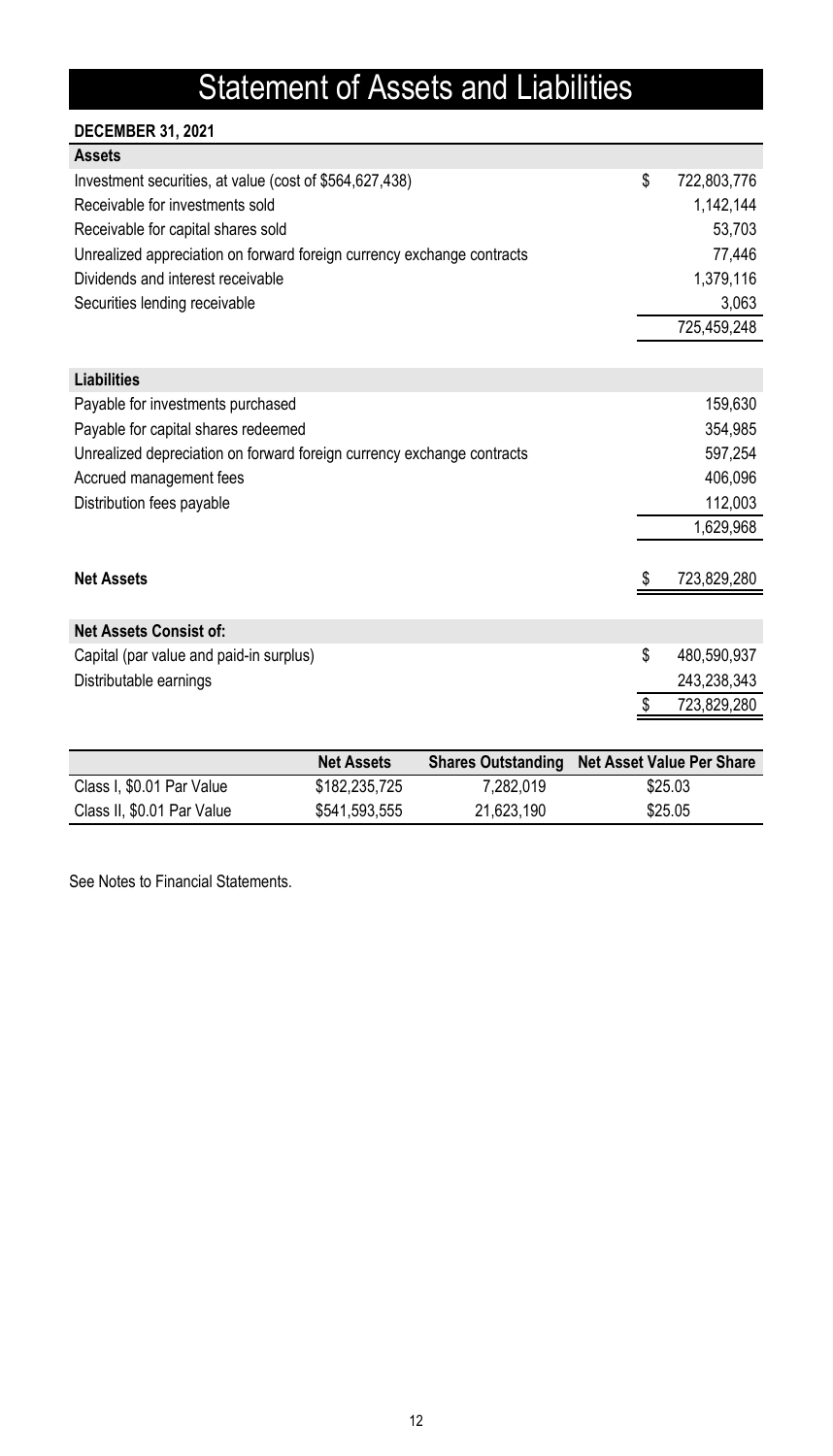# Statement of Assets and Liabilities

**DECEMBER 31, 2021**

| **Assets** | | |
|---|---|---|
| Investment securities, at value (cost of $564,627,438) | $ | 722,803,776 |
| Receivable for investments sold | | 1,142,144 |
| Receivable for capital shares sold | | 53,703 |
| Unrealized appreciation on forward foreign currency exchange contracts | | 77,446 |
| Dividends and interest receivable | | 1,379,116 |
| Securities lending receivable | | 3,063 |
| | | 725,459,248 |

| **Liabilities** | | |
|---|---|---|
| Payable for investments purchased | | 159,630 |
| Payable for capital shares redeemed | | 354,985 |
| Unrealized depreciation on forward foreign currency exchange contracts | | 597,254 |
| Accrued management fees | | 406,096 |
| Distribution fees payable | | 112,003 |
| | | 1,629,968 |
| | | |
| **Net Assets** | $ | 723,829,280 |

| **Net Assets Consist of:** | | |
|---|---|---|
| Capital (par value and paid-in surplus) | $ | 480,590,937 |
| Distributable earnings | | 243,238,343 |
| | $ | 723,829,280 |

| | **Net Assets** | **Shares Outstanding** | **Net Asset Value Per Share** |
|---|---|---|---|
| Class I, $0.01 Par Value | $182,235,725 | 7,282,019 | $25.03 |
| Class II, $0.01 Par Value | $541,593,555 | 21,623,190 | $25.05 |

See Notes to Financial Statements.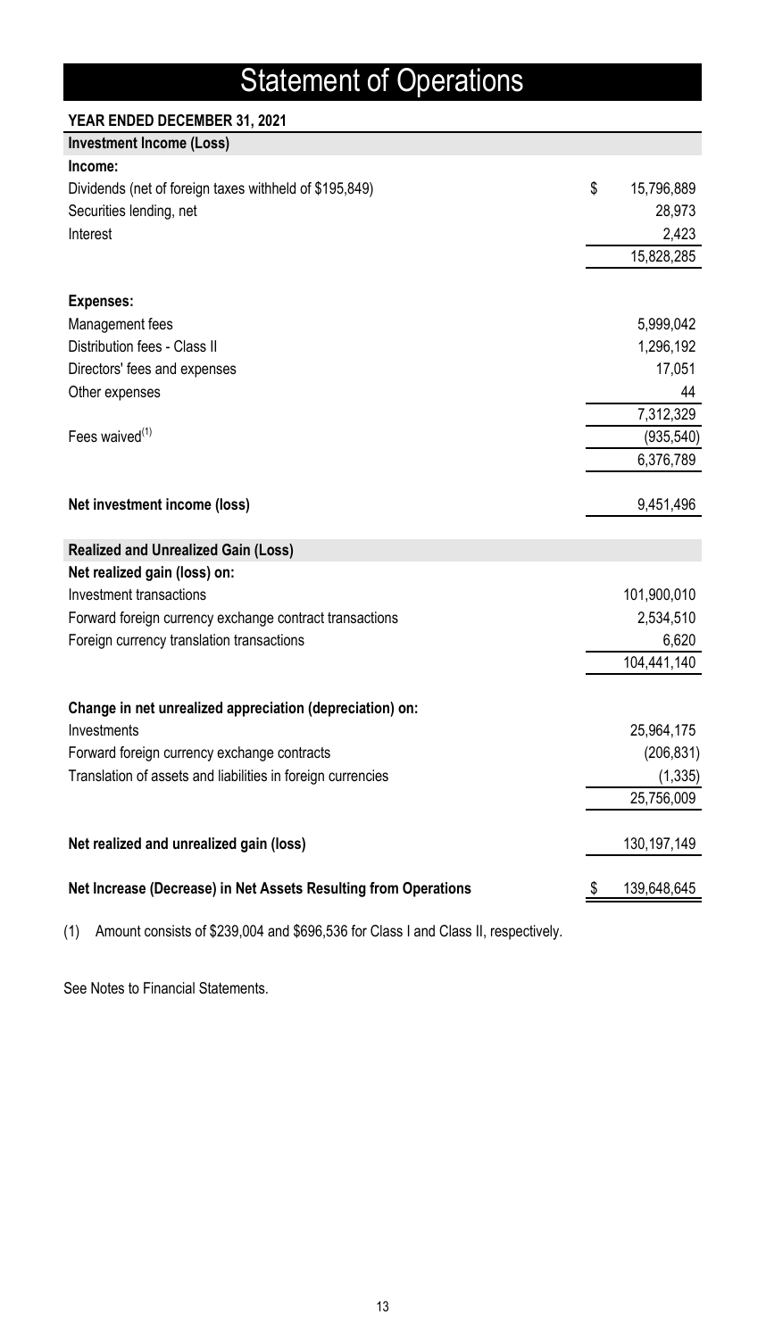# Statement of Operations

**YEAR ENDED DECEMBER 31, 2021**

| | |
|---|---|
| **Investment Income (Loss)** | |
| **Income:** | |
| Dividends (net of foreign taxes withheld of $195,849) | $ 15,796,889 |
| Securities lending, net | 28,973 |
| Interest | 2,423 |
| | 15,828,285 |
| **Expenses:** | |
| Management fees | 5,999,042 |
| Distribution fees - Class II | 1,296,192 |
| Directors' fees and expenses | 17,051 |
| Other expenses | 44 |
| | 7,312,329 |
| Fees waived[(1)] | (935,540) |
| | 6,376,789 |
| **Net investment income (loss)** | 9,451,496 |
| **Realized and Unrealized Gain (Loss)** | |
| **Net realized gain (loss) on:** | |
| Investment transactions | 101,900,010 |
| Forward foreign currency exchange contract transactions | 2,534,510 |
| Foreign currency translation transactions | 6,620 |
| | 104,441,140 |
| **Change in net unrealized appreciation (depreciation) on:** | |
| Investments | 25,964,175 |
| Forward foreign currency exchange contracts | (206,831) |
| Translation of assets and liabilities in foreign currencies | (1,335) |
| | 25,756,009 |
| **Net realized and unrealized gain (loss)** | 130,197,149 |
| **Net Increase (Decrease) in Net Assets Resulting from Operations** | $ 139,648,645 |

(1) Amount consists of $239,004 and $696,536 for Class I and Class II, respectively.

See Notes to Financial Statements.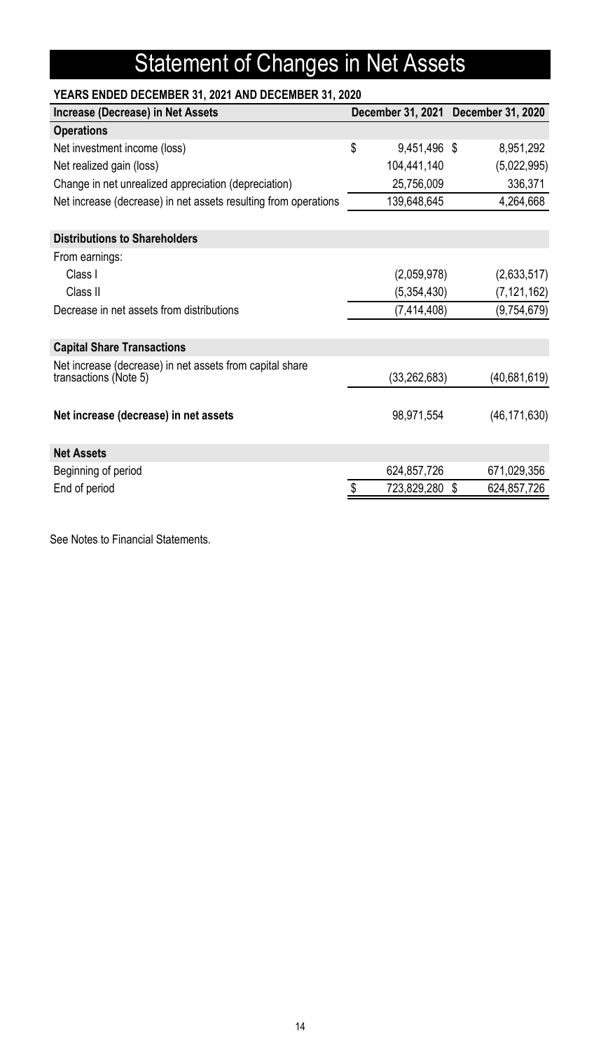# Statement of Changes in Net Assets

**YEARS ENDED DECEMBER 31, 2021 AND DECEMBER 31, 2020**

| Increase (Decrease) in Net Assets | December 31, 2021 | December 31, 2020 |
|---|---|---|
| **Operations** | | |
| Net investment income (loss) | $ 9,451,496 | $ 8,951,292 |
| Net realized gain (loss) | 104,441,140 | (5,022,995) |
| Change in net unrealized appreciation (depreciation) | 25,756,009 | 336,371 |
| Net increase (decrease) in net assets resulting from operations | 139,648,645 | 4,264,668 |
| **Distributions to Shareholders** | | |
| From earnings: | | |
| Class I | (2,059,978) | (2,633,517) |
| Class II | (5,354,430) | (7,121,162) |
| Decrease in net assets from distributions | (7,414,408) | (9,754,679) |
| **Capital Share Transactions** | | |
| Net increase (decrease) in net assets from capital share transactions (Note 5) | (33,262,683) | (40,681,619) |
| **Net increase (decrease) in net assets** | 98,971,554 | (46,171,630) |
| **Net Assets** | | |
| Beginning of period | 624,857,726 | 671,029,356 |
| End of period | $ 723,829,280 | $ 624,857,726 |

See Notes to Financial Statements.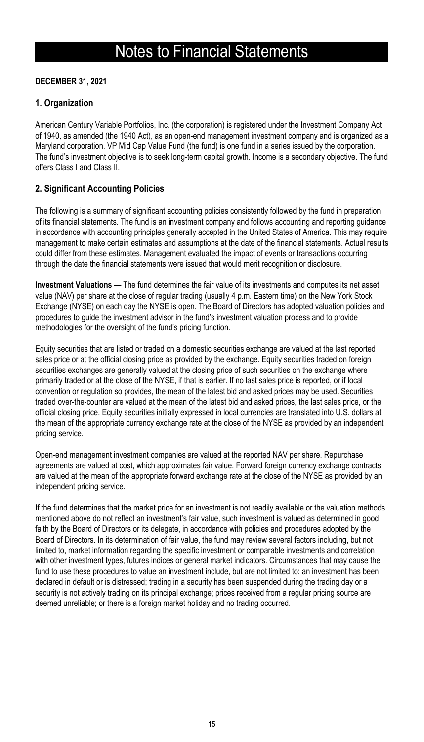# Notes to Financial Statements

**DECEMBER 31, 2021**

## 1. Organization

American Century Variable Portfolios, Inc. (the corporation) is registered under the Investment Company Act of 1940, as amended (the 1940 Act), as an open-end management investment company and is organized as a Maryland corporation. VP Mid Cap Value Fund (the fund) is one fund in a series issued by the corporation. The fund's investment objective is to seek long-term capital growth. Income is a secondary objective. The fund offers Class I and Class II.

## 2. Significant Accounting Policies

The following is a summary of significant accounting policies consistently followed by the fund in preparation of its financial statements. The fund is an investment company and follows accounting and reporting guidance in accordance with accounting principles generally accepted in the United States of America. This may require management to make certain estimates and assumptions at the date of the financial statements. Actual results could differ from these estimates. Management evaluated the impact of events or transactions occurring through the date the financial statements were issued that would merit recognition or disclosure.

**Investment Valuations —** The fund determines the fair value of its investments and computes its net asset value (NAV) per share at the close of regular trading (usually 4 p.m. Eastern time) on the New York Stock Exchange (NYSE) on each day the NYSE is open. The Board of Directors has adopted valuation policies and procedures to guide the investment advisor in the fund's investment valuation process and to provide methodologies for the oversight of the fund's pricing function.

Equity securities that are listed or traded on a domestic securities exchange are valued at the last reported sales price or at the official closing price as provided by the exchange. Equity securities traded on foreign securities exchanges are generally valued at the closing price of such securities on the exchange where primarily traded or at the close of the NYSE, if that is earlier. If no last sales price is reported, or if local convention or regulation so provides, the mean of the latest bid and asked prices may be used. Securities traded over-the-counter are valued at the mean of the latest bid and asked prices, the last sales price, or the official closing price. Equity securities initially expressed in local currencies are translated into U.S. dollars at the mean of the appropriate currency exchange rate at the close of the NYSE as provided by an independent pricing service.

Open-end management investment companies are valued at the reported NAV per share. Repurchase agreements are valued at cost, which approximates fair value. Forward foreign currency exchange contracts are valued at the mean of the appropriate forward exchange rate at the close of the NYSE as provided by an independent pricing service.

If the fund determines that the market price for an investment is not readily available or the valuation methods mentioned above do not reflect an investment's fair value, such investment is valued as determined in good faith by the Board of Directors or its delegate, in accordance with policies and procedures adopted by the Board of Directors. In its determination of fair value, the fund may review several factors including, but not limited to, market information regarding the specific investment or comparable investments and correlation with other investment types, futures indices or general market indicators. Circumstances that may cause the fund to use these procedures to value an investment include, but are not limited to: an investment has been declared in default or is distressed; trading in a security has been suspended during the trading day or a security is not actively trading on its principal exchange; prices received from a regular pricing source are deemed unreliable; or there is a foreign market holiday and no trading occurred.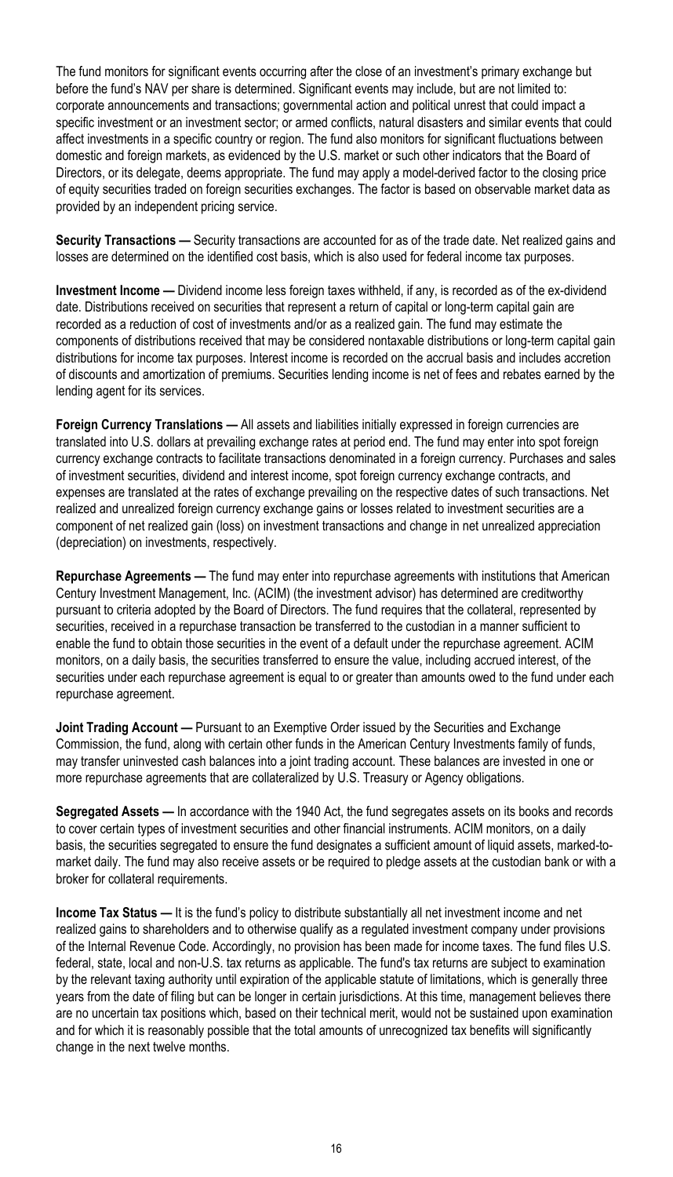The fund monitors for significant events occurring after the close of an investment's primary exchange but before the fund's NAV per share is determined. Significant events may include, but are not limited to: corporate announcements and transactions; governmental action and political unrest that could impact a specific investment or an investment sector; or armed conflicts, natural disasters and similar events that could affect investments in a specific country or region. The fund also monitors for significant fluctuations between domestic and foreign markets, as evidenced by the U.S. market or such other indicators that the Board of Directors, or its delegate, deems appropriate. The fund may apply a model-derived factor to the closing price of equity securities traded on foreign securities exchanges. The factor is based on observable market data as provided by an independent pricing service.

**Security Transactions —** Security transactions are accounted for as of the trade date. Net realized gains and losses are determined on the identified cost basis, which is also used for federal income tax purposes.

**Investment Income —** Dividend income less foreign taxes withheld, if any, is recorded as of the ex-dividend date. Distributions received on securities that represent a return of capital or long-term capital gain are recorded as a reduction of cost of investments and/or as a realized gain. The fund may estimate the components of distributions received that may be considered nontaxable distributions or long-term capital gain distributions for income tax purposes. Interest income is recorded on the accrual basis and includes accretion of discounts and amortization of premiums. Securities lending income is net of fees and rebates earned by the lending agent for its services.

**Foreign Currency Translations —** All assets and liabilities initially expressed in foreign currencies are translated into U.S. dollars at prevailing exchange rates at period end. The fund may enter into spot foreign currency exchange contracts to facilitate transactions denominated in a foreign currency. Purchases and sales of investment securities, dividend and interest income, spot foreign currency exchange contracts, and expenses are translated at the rates of exchange prevailing on the respective dates of such transactions. Net realized and unrealized foreign currency exchange gains or losses related to investment securities are a component of net realized gain (loss) on investment transactions and change in net unrealized appreciation (depreciation) on investments, respectively.

**Repurchase Agreements —** The fund may enter into repurchase agreements with institutions that American Century Investment Management, Inc. (ACIM) (the investment advisor) has determined are creditworthy pursuant to criteria adopted by the Board of Directors. The fund requires that the collateral, represented by securities, received in a repurchase transaction be transferred to the custodian in a manner sufficient to enable the fund to obtain those securities in the event of a default under the repurchase agreement. ACIM monitors, on a daily basis, the securities transferred to ensure the value, including accrued interest, of the securities under each repurchase agreement is equal to or greater than amounts owed to the fund under each repurchase agreement.

**Joint Trading Account —** Pursuant to an Exemptive Order issued by the Securities and Exchange Commission, the fund, along with certain other funds in the American Century Investments family of funds, may transfer uninvested cash balances into a joint trading account. These balances are invested in one or more repurchase agreements that are collateralized by U.S. Treasury or Agency obligations.

**Segregated Assets —** In accordance with the 1940 Act, the fund segregates assets on its books and records to cover certain types of investment securities and other financial instruments. ACIM monitors, on a daily basis, the securities segregated to ensure the fund designates a sufficient amount of liquid assets, marked-to-market daily. The fund may also receive assets or be required to pledge assets at the custodian bank or with a broker for collateral requirements.

**Income Tax Status —** It is the fund's policy to distribute substantially all net investment income and net realized gains to shareholders and to otherwise qualify as a regulated investment company under provisions of the Internal Revenue Code. Accordingly, no provision has been made for income taxes. The fund files U.S. federal, state, local and non-U.S. tax returns as applicable. The fund's tax returns are subject to examination by the relevant taxing authority until expiration of the applicable statute of limitations, which is generally three years from the date of filing but can be longer in certain jurisdictions. At this time, management believes there are no uncertain tax positions which, based on their technical merit, would not be sustained upon examination and for which it is reasonably possible that the total amounts of unrecognized tax benefits will significantly change in the next twelve months.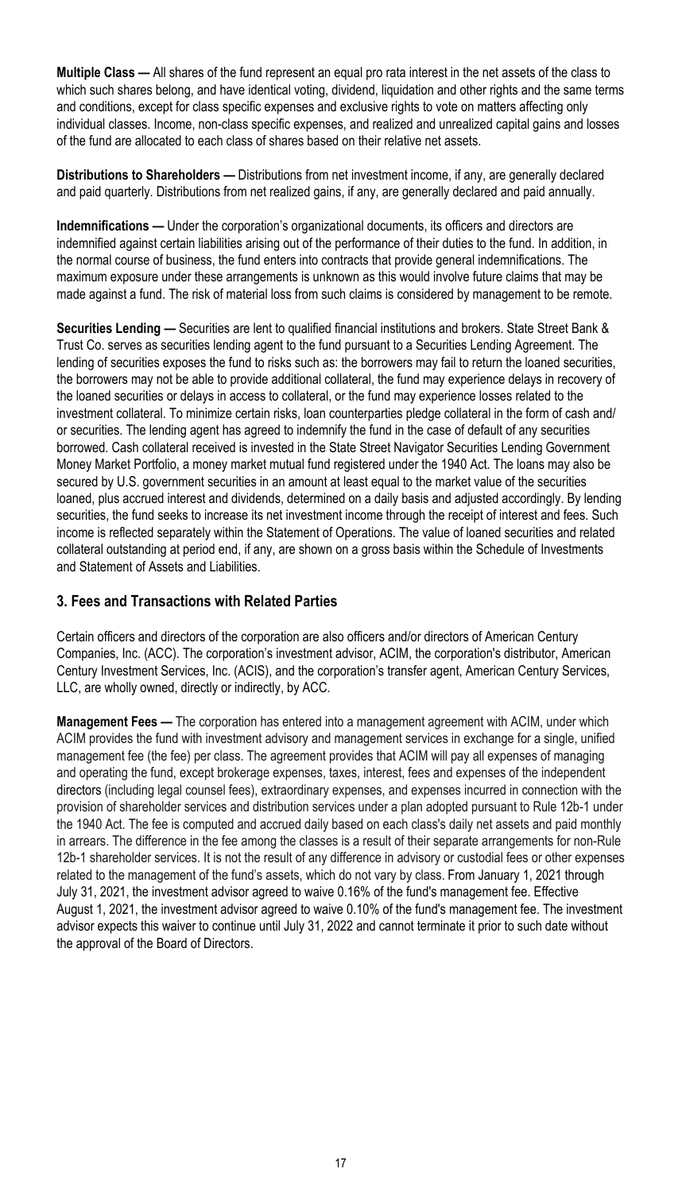**Multiple Class —** All shares of the fund represent an equal pro rata interest in the net assets of the class to which such shares belong, and have identical voting, dividend, liquidation and other rights and the same terms and conditions, except for class specific expenses and exclusive rights to vote on matters affecting only individual classes. Income, non-class specific expenses, and realized and unrealized capital gains and losses of the fund are allocated to each class of shares based on their relative net assets.

**Distributions to Shareholders —** Distributions from net investment income, if any, are generally declared and paid quarterly. Distributions from net realized gains, if any, are generally declared and paid annually.

**Indemnifications —** Under the corporation's organizational documents, its officers and directors are indemnified against certain liabilities arising out of the performance of their duties to the fund. In addition, in the normal course of business, the fund enters into contracts that provide general indemnifications. The maximum exposure under these arrangements is unknown as this would involve future claims that may be made against a fund. The risk of material loss from such claims is considered by management to be remote.

**Securities Lending —** Securities are lent to qualified financial institutions and brokers. State Street Bank & Trust Co. serves as securities lending agent to the fund pursuant to a Securities Lending Agreement. The lending of securities exposes the fund to risks such as: the borrowers may fail to return the loaned securities, the borrowers may not be able to provide additional collateral, the fund may experience delays in recovery of the loaned securities or delays in access to collateral, or the fund may experience losses related to the investment collateral. To minimize certain risks, loan counterparties pledge collateral in the form of cash and/or securities. The lending agent has agreed to indemnify the fund in the case of default of any securities borrowed. Cash collateral received is invested in the State Street Navigator Securities Lending Government Money Market Portfolio, a money market mutual fund registered under the 1940 Act. The loans may also be secured by U.S. government securities in an amount at least equal to the market value of the securities loaned, plus accrued interest and dividends, determined on a daily basis and adjusted accordingly. By lending securities, the fund seeks to increase its net investment income through the receipt of interest and fees. Such income is reflected separately within the Statement of Operations. The value of loaned securities and related collateral outstanding at period end, if any, are shown on a gross basis within the Schedule of Investments and Statement of Assets and Liabilities.

## 3. Fees and Transactions with Related Parties

Certain officers and directors of the corporation are also officers and/or directors of American Century Companies, Inc. (ACC). The corporation's investment advisor, ACIM, the corporation's distributor, American Century Investment Services, Inc. (ACIS), and the corporation's transfer agent, American Century Services, LLC, are wholly owned, directly or indirectly, by ACC.

**Management Fees —** The corporation has entered into a management agreement with ACIM, under which ACIM provides the fund with investment advisory and management services in exchange for a single, unified management fee (the fee) per class. The agreement provides that ACIM will pay all expenses of managing and operating the fund, except brokerage expenses, taxes, interest, fees and expenses of the independent directors (including legal counsel fees), extraordinary expenses, and expenses incurred in connection with the provision of shareholder services and distribution services under a plan adopted pursuant to Rule 12b-1 under the 1940 Act. The fee is computed and accrued daily based on each class's daily net assets and paid monthly in arrears. The difference in the fee among the classes is a result of their separate arrangements for non-Rule 12b-1 shareholder services. It is not the result of any difference in advisory or custodial fees or other expenses related to the management of the fund's assets, which do not vary by class. From January 1, 2021 through July 31, 2021, the investment advisor agreed to waive 0.16% of the fund's management fee. Effective August 1, 2021, the investment advisor agreed to waive 0.10% of the fund's management fee. The investment advisor expects this waiver to continue until July 31, 2022 and cannot terminate it prior to such date without the approval of the Board of Directors.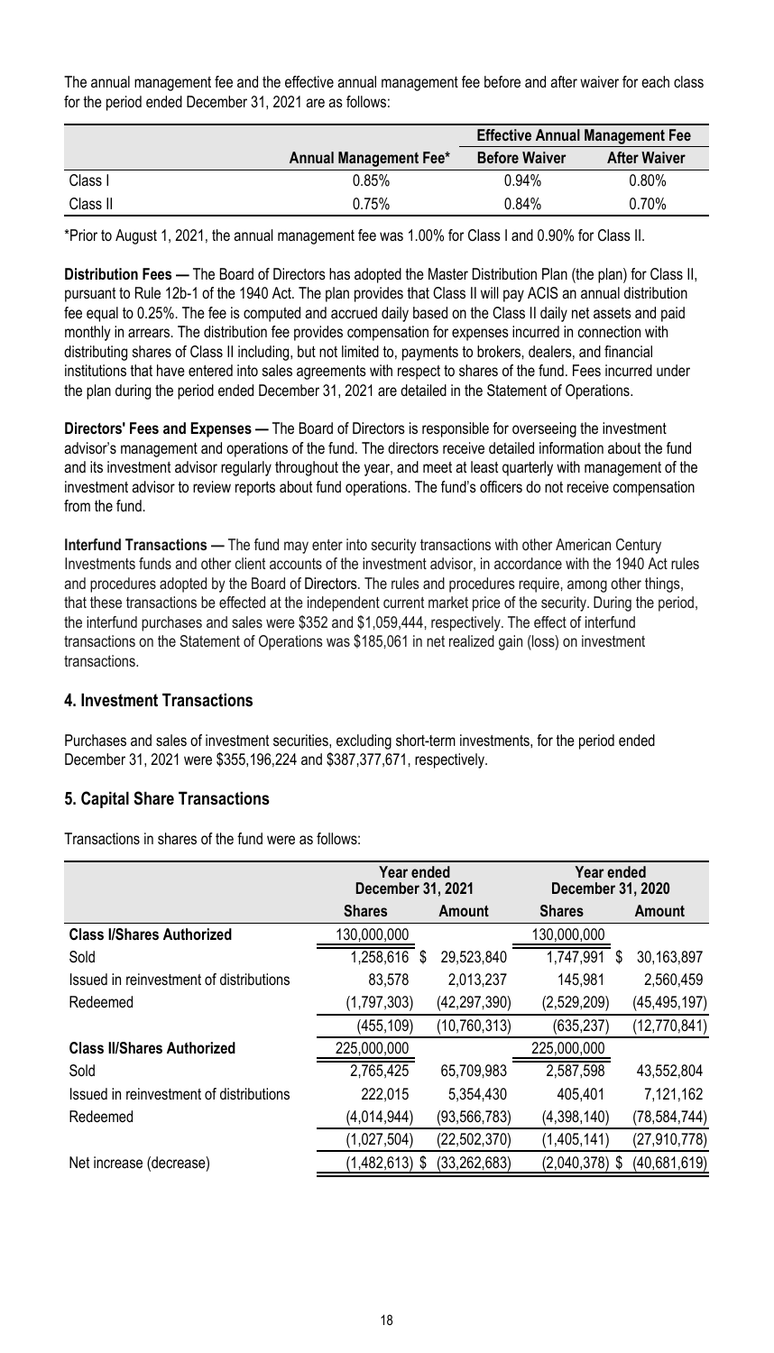The annual management fee and the effective annual management fee before and after waiver for each class for the period ended December 31, 2021 are as follows:

| | | Effective Annual Management Fee | |
|---|---|---|---|
| | Annual Management Fee* | Before Waiver | After Waiver |
| Class I | 0.85% | 0.94% | 0.80% |
| Class II | 0.75% | 0.84% | 0.70% |

*Prior to August 1, 2021, the annual management fee was 1.00% for Class I and 0.90% for Class II.

**Distribution Fees —** The Board of Directors has adopted the Master Distribution Plan (the plan) for Class II, pursuant to Rule 12b-1 of the 1940 Act. The plan provides that Class II will pay ACIS an annual distribution fee equal to 0.25%. The fee is computed and accrued daily based on the Class II daily net assets and paid monthly in arrears. The distribution fee provides compensation for expenses incurred in connection with distributing shares of Class II including, but not limited to, payments to brokers, dealers, and financial institutions that have entered into sales agreements with respect to shares of the fund. Fees incurred under the plan during the period ended December 31, 2021 are detailed in the Statement of Operations.

**Directors' Fees and Expenses —** The Board of Directors is responsible for overseeing the investment advisor's management and operations of the fund. The directors receive detailed information about the fund and its investment advisor regularly throughout the year, and meet at least quarterly with management of the investment advisor to review reports about fund operations. The fund's officers do not receive compensation from the fund.

**Interfund Transactions —** The fund may enter into security transactions with other American Century Investments funds and other client accounts of the investment advisor, in accordance with the 1940 Act rules and procedures adopted by the Board of Directors. The rules and procedures require, among other things, that these transactions be effected at the independent current market price of the security. During the period, the interfund purchases and sales were $352 and $1,059,444, respectively. The effect of interfund transactions on the Statement of Operations was $185,061 in net realized gain (loss) on investment transactions.

## 4. Investment Transactions

Purchases and sales of investment securities, excluding short-term investments, for the period ended December 31, 2021 were $355,196,224 and $387,377,671, respectively.

## 5. Capital Share Transactions

Transactions in shares of the fund were as follows:

| | Year ended December 31, 2021 | | Year ended December 31, 2020 | |
|---|---|---|---|---|
| | Shares | Amount | Shares | Amount |
| **Class I/Shares Authorized** | 130,000,000 | | 130,000,000 | |
| Sold | 1,258,616 | $ 29,523,840 | 1,747,991 | $ 30,163,897 |
| Issued in reinvestment of distributions | 83,578 | 2,013,237 | 145,981 | 2,560,459 |
| Redeemed | (1,797,303) | (42,297,390) | (2,529,209) | (45,495,197) |
| | (455,109) | (10,760,313) | (635,237) | (12,770,841) |
| **Class II/Shares Authorized** | 225,000,000 | | 225,000,000 | |
| Sold | 2,765,425 | 65,709,983 | 2,587,598 | 43,552,804 |
| Issued in reinvestment of distributions | 222,015 | 5,354,430 | 405,401 | 7,121,162 |
| Redeemed | (4,014,944) | (93,566,783) | (4,398,140) | (78,584,744) |
| | (1,027,504) | (22,502,370) | (1,405,141) | (27,910,778) |
| Net increase (decrease) | (1,482,613) | $ (33,262,683) | (2,040,378) | $ (40,681,619) |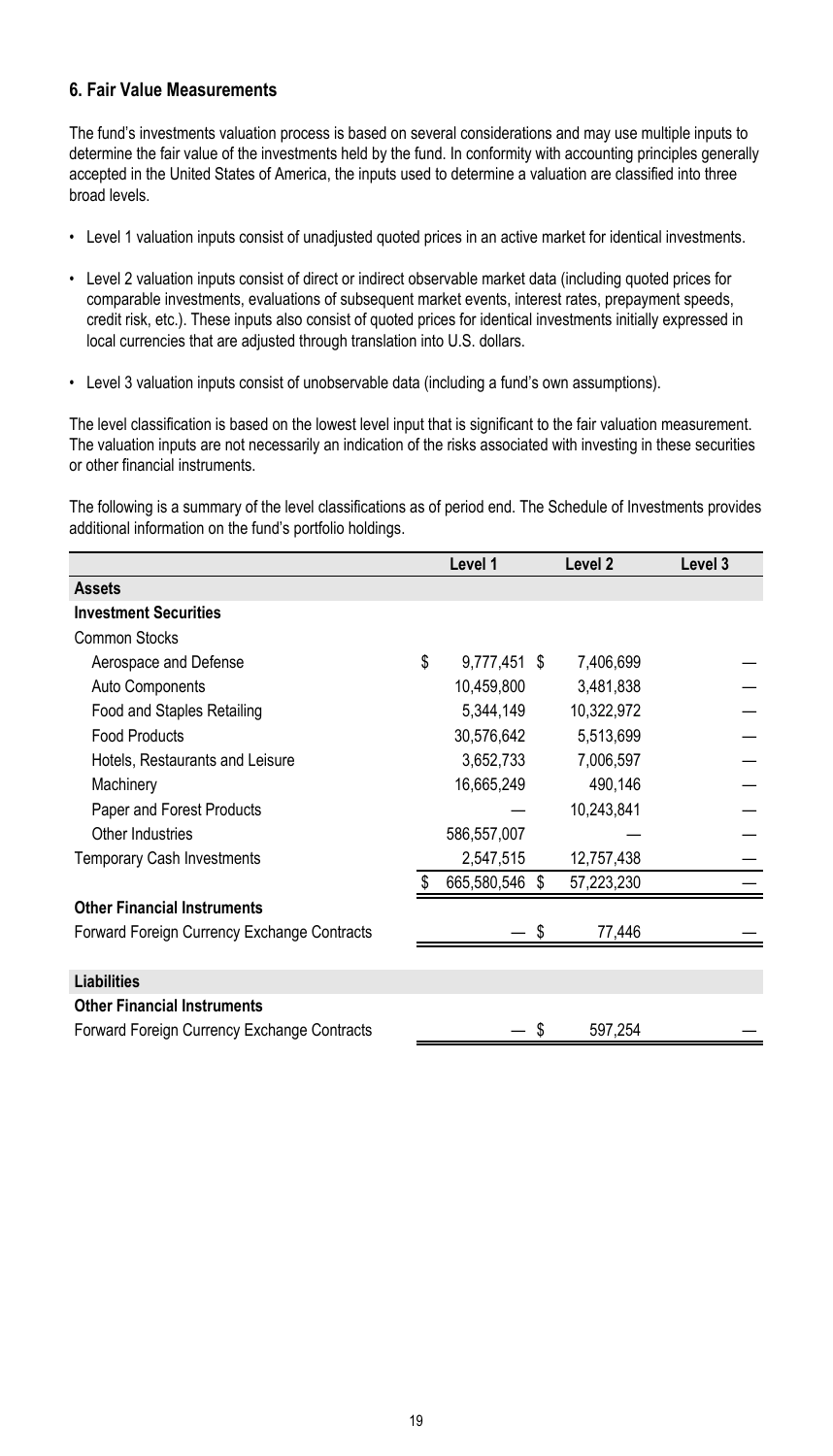## 6. Fair Value Measurements

The fund's investments valuation process is based on several considerations and may use multiple inputs to determine the fair value of the investments held by the fund. In conformity with accounting principles generally accepted in the United States of America, the inputs used to determine a valuation are classified into three broad levels.

- Level 1 valuation inputs consist of unadjusted quoted prices in an active market for identical investments.
- Level 2 valuation inputs consist of direct or indirect observable market data (including quoted prices for comparable investments, evaluations of subsequent market events, interest rates, prepayment speeds, credit risk, etc.). These inputs also consist of quoted prices for identical investments initially expressed in local currencies that are adjusted through translation into U.S. dollars.
- Level 3 valuation inputs consist of unobservable data (including a fund's own assumptions).

The level classification is based on the lowest level input that is significant to the fair valuation measurement. The valuation inputs are not necessarily an indication of the risks associated with investing in these securities or other financial instruments.

The following is a summary of the level classifications as of period end. The Schedule of Investments provides additional information on the fund's portfolio holdings.

| | Level 1 | Level 2 | Level 3 |
|---|---|---|---|
| **Assets** | | | |
| **Investment Securities** | | | |
| Common Stocks | | | |
| Aerospace and Defense | $ 9,777,451 | $ 7,406,699 | — |
| Auto Components | 10,459,800 | 3,481,838 | — |
| Food and Staples Retailing | 5,344,149 | 10,322,972 | — |
| Food Products | 30,576,642 | 5,513,699 | — |
| Hotels, Restaurants and Leisure | 3,652,733 | 7,006,597 | — |
| Machinery | 16,665,249 | 490,146 | — |
| Paper and Forest Products | — | 10,243,841 | — |
| Other Industries | 586,557,007 | — | — |
| Temporary Cash Investments | 2,547,515 | 12,757,438 | — |
| | $ 665,580,546 | $ 57,223,230 | — |
| **Other Financial Instruments** | | | |
| Forward Foreign Currency Exchange Contracts | — | $ 77,446 | — |
| | | | |
| **Liabilities** | | | |
| **Other Financial Instruments** | | | |
| Forward Foreign Currency Exchange Contracts | — | $ 597,254 | — |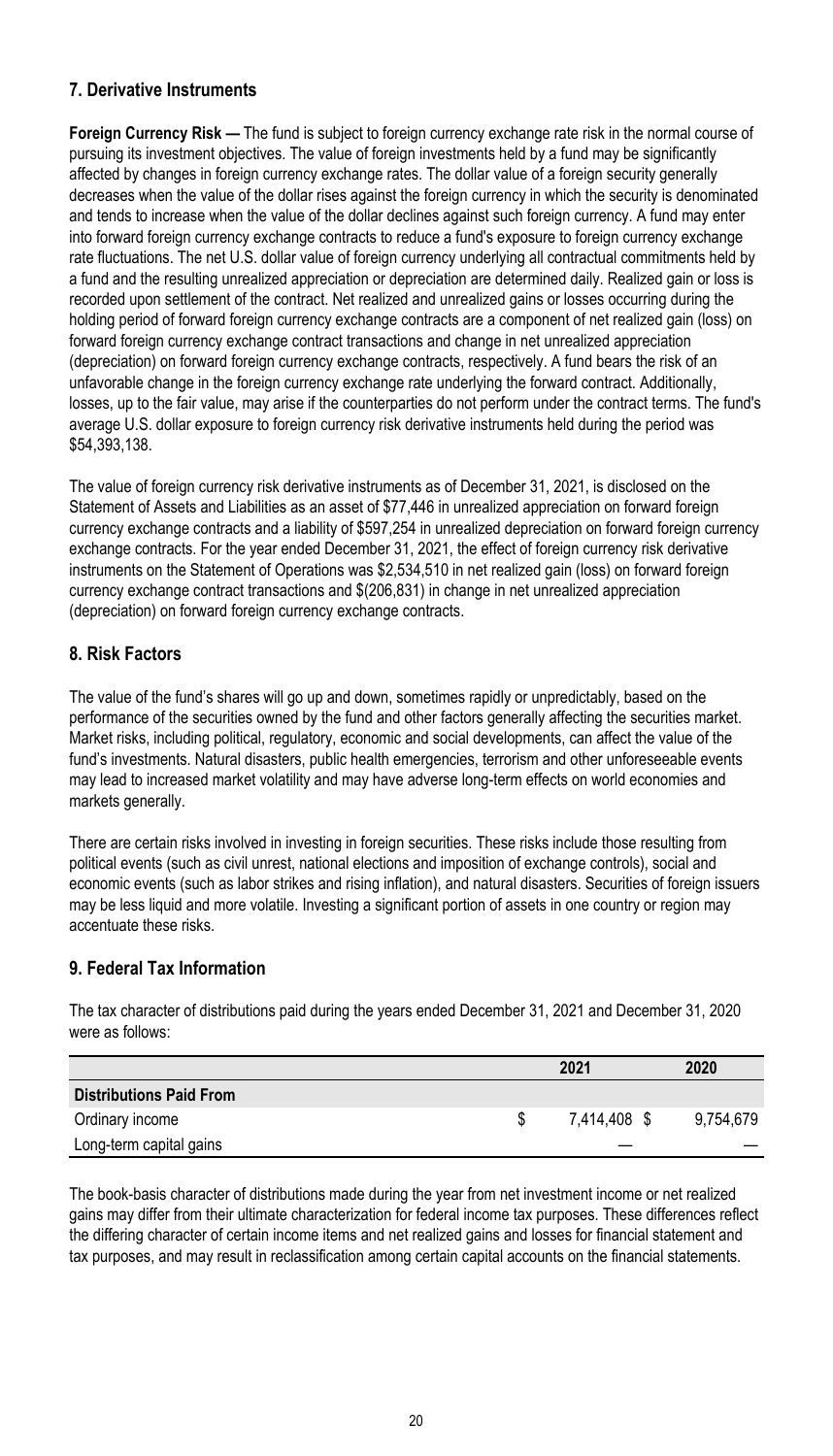## 7. Derivative Instruments

**Foreign Currency Risk —** The fund is subject to foreign currency exchange rate risk in the normal course of pursuing its investment objectives. The value of foreign investments held by a fund may be significantly affected by changes in foreign currency exchange rates. The dollar value of a foreign security generally decreases when the value of the dollar rises against the foreign currency in which the security is denominated and tends to increase when the value of the dollar declines against such foreign currency. A fund may enter into forward foreign currency exchange contracts to reduce a fund's exposure to foreign currency exchange rate fluctuations. The net U.S. dollar value of foreign currency underlying all contractual commitments held by a fund and the resulting unrealized appreciation or depreciation are determined daily. Realized gain or loss is recorded upon settlement of the contract. Net realized and unrealized gains or losses occurring during the holding period of forward foreign currency exchange contracts are a component of net realized gain (loss) on forward foreign currency exchange contract transactions and change in net unrealized appreciation (depreciation) on forward foreign currency exchange contracts, respectively. A fund bears the risk of an unfavorable change in the foreign currency exchange rate underlying the forward contract. Additionally, losses, up to the fair value, may arise if the counterparties do not perform under the contract terms. The fund's average U.S. dollar exposure to foreign currency risk derivative instruments held during the period was $54,393,138.

The value of foreign currency risk derivative instruments as of December 31, 2021, is disclosed on the Statement of Assets and Liabilities as an asset of $77,446 in unrealized appreciation on forward foreign currency exchange contracts and a liability of $597,254 in unrealized depreciation on forward foreign currency exchange contracts. For the year ended December 31, 2021, the effect of foreign currency risk derivative instruments on the Statement of Operations was $2,534,510 in net realized gain (loss) on forward foreign currency exchange contract transactions and $(206,831) in change in net unrealized appreciation (depreciation) on forward foreign currency exchange contracts.

## 8. Risk Factors

The value of the fund's shares will go up and down, sometimes rapidly or unpredictably, based on the performance of the securities owned by the fund and other factors generally affecting the securities market. Market risks, including political, regulatory, economic and social developments, can affect the value of the fund's investments. Natural disasters, public health emergencies, terrorism and other unforeseeable events may lead to increased market volatility and may have adverse long-term effects on world economies and markets generally.

There are certain risks involved in investing in foreign securities. These risks include those resulting from political events (such as civil unrest, national elections and imposition of exchange controls), social and economic events (such as labor strikes and rising inflation), and natural disasters. Securities of foreign issuers may be less liquid and more volatile. Investing a significant portion of assets in one country or region may accentuate these risks.

## 9. Federal Tax Information

The tax character of distributions paid during the years ended December 31, 2021 and December 31, 2020 were as follows:

| | 2021 | 2020 |
|---|---|---|
| **Distributions Paid From** | | |
| Ordinary income | $ 7,414,408 | $ 9,754,679 |
| Long-term capital gains | — | — |

The book-basis character of distributions made during the year from net investment income or net realized gains may differ from their ultimate characterization for federal income tax purposes. These differences reflect the differing character of certain income items and net realized gains and losses for financial statement and tax purposes, and may result in reclassification among certain capital accounts on the financial statements.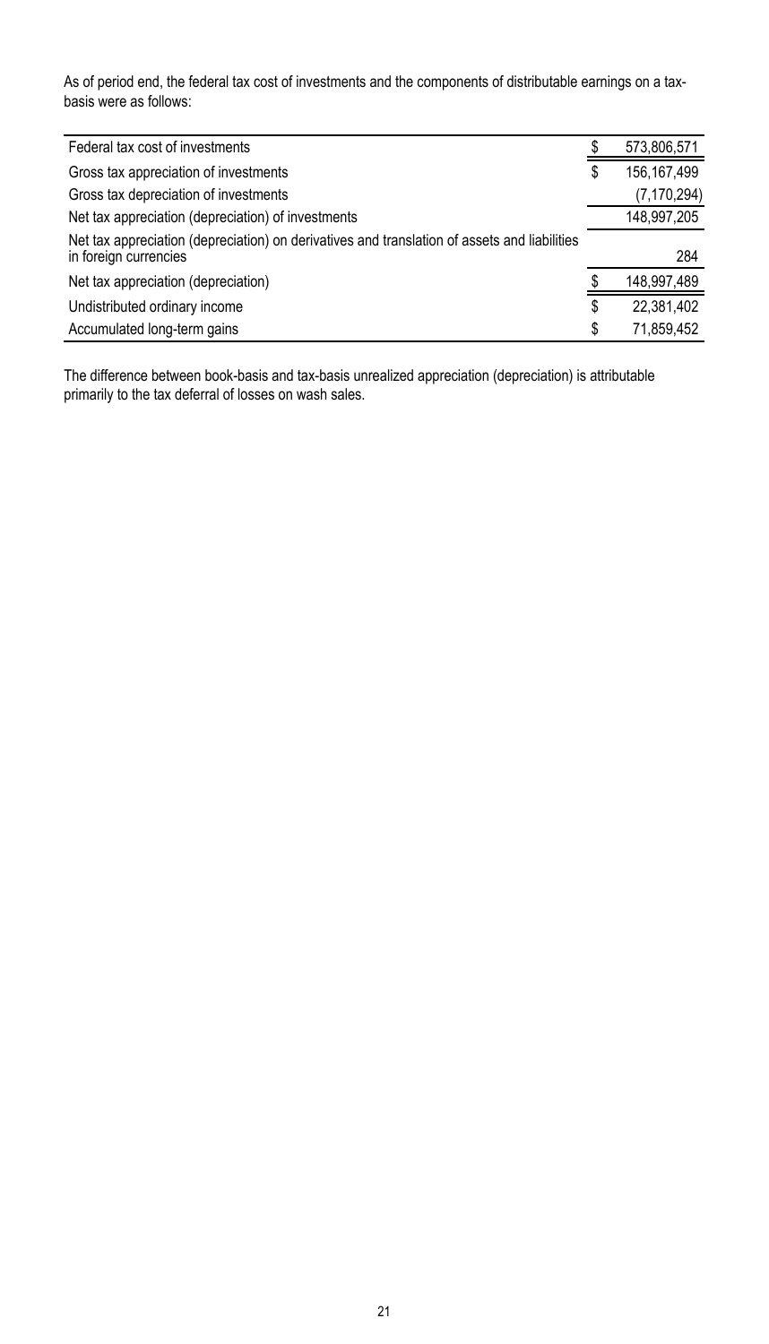As of period end, the federal tax cost of investments and the components of distributable earnings on a tax-basis were as follows:

| | | |
|---|---|---|
| Federal tax cost of investments | $ | 573,806,571 |
| Gross tax appreciation of investments | $ | 156,167,499 |
| Gross tax depreciation of investments | | (7,170,294) |
| Net tax appreciation (depreciation) of investments | | 148,997,205 |
| Net tax appreciation (depreciation) on derivatives and translation of assets and liabilities in foreign currencies | | 284 |
| Net tax appreciation (depreciation) | $ | 148,997,489 |
| Undistributed ordinary income | $ | 22,381,402 |
| Accumulated long-term gains | $ | 71,859,452 |

The difference between book-basis and tax-basis unrealized appreciation (depreciation) is attributable primarily to the tax deferral of losses on wash sales.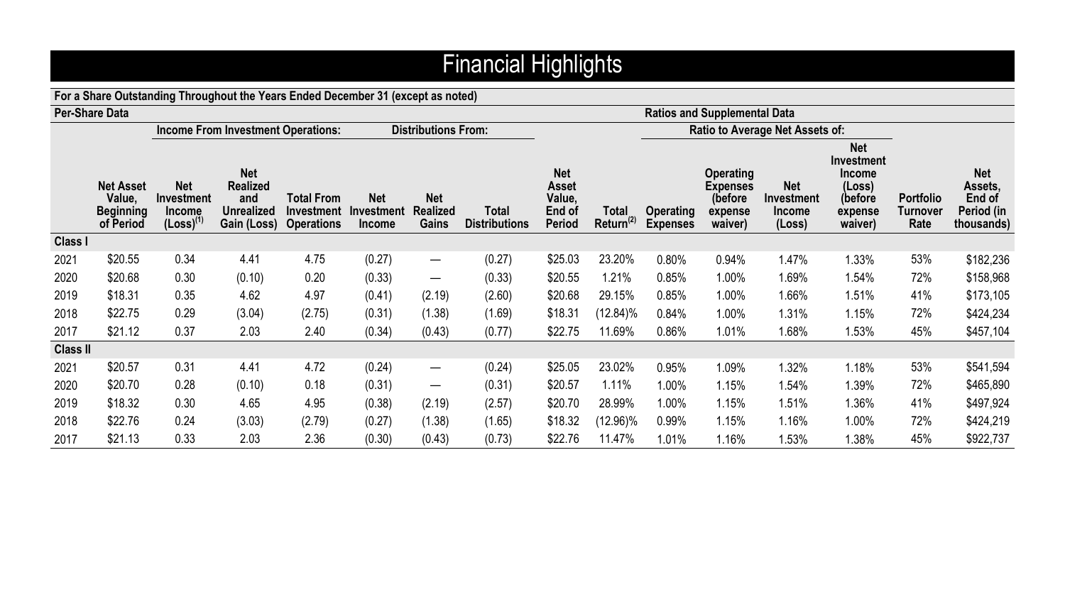# Financial Highlights

**For a Share Outstanding Throughout the Years Ended December 31 (except as noted)**

| Per-Share Data | | | | | | | | | | Ratios and Supplemental Data | | | | | | |
|---|---|---|---|---|---|---|---|---|---|---|---|---|---|---|---|---|
| | | Income From Investment Operations: | | | Distributions From: | | | | | Ratio to Average Net Assets of: | | | | | | |
| | Net Asset Value, Beginning of Period | Net Investment Income (Loss)[1] | Net Realized and Unrealized Gain (Loss) | Total From Investment Operations | Net Investment Income | Net Realized Gains | Total Distributions | Net Asset Value, End of Period | Total Return[2] | Operating Expenses | Operating Expenses (before expense waiver) | Net Investment Income (Loss) | Net Investment Income (Loss) (before expense waiver) | Portfolio Turnover Rate | Net Assets, End of Period (in thousands) |
| **Class I** | | | | | | | | | | | | | | | |
| 2021 | $20.55 | 0.34 | 4.41 | 4.75 | (0.27) | — | (0.27) | $25.03 | 23.20% | 0.80% | 0.94% | 1.47% | 1.33% | 53% | $182,236 |
| 2020 | $20.68 | 0.30 | (0.10) | 0.20 | (0.33) | — | (0.33) | $20.55 | 1.21% | 0.85% | 1.00% | 1.69% | 1.54% | 72% | $158,968 |
| 2019 | $18.31 | 0.35 | 4.62 | 4.97 | (0.41) | (2.19) | (2.60) | $20.68 | 29.15% | 0.85% | 1.00% | 1.66% | 1.51% | 41% | $173,105 |
| 2018 | $22.75 | 0.29 | (3.04) | (2.75) | (0.31) | (1.38) | (1.69) | $18.31 | (12.84)% | 0.84% | 1.00% | 1.31% | 1.15% | 72% | $424,234 |
| 2017 | $21.12 | 0.37 | 2.03 | 2.40 | (0.34) | (0.43) | (0.77) | $22.75 | 11.69% | 0.86% | 1.01% | 1.68% | 1.53% | 45% | $457,104 |
| **Class II** | | | | | | | | | | | | | | | |
| 2021 | $20.57 | 0.31 | 4.41 | 4.72 | (0.24) | — | (0.24) | $25.05 | 23.02% | 0.95% | 1.09% | 1.32% | 1.18% | 53% | $541,594 |
| 2020 | $20.70 | 0.28 | (0.10) | 0.18 | (0.31) | — | (0.31) | $20.57 | 1.11% | 1.00% | 1.15% | 1.54% | 1.39% | 72% | $465,890 |
| 2019 | $18.32 | 0.30 | 4.65 | 4.95 | (0.38) | (2.19) | (2.57) | $20.70 | 28.99% | 1.00% | 1.15% | 1.51% | 1.36% | 41% | $497,924 |
| 2018 | $22.76 | 0.24 | (3.03) | (2.79) | (0.27) | (1.38) | (1.65) | $18.32 | (12.96)% | 0.99% | 1.15% | 1.16% | 1.00% | 72% | $424,219 |
| 2017 | $21.13 | 0.33 | 2.03 | 2.36 | (0.30) | (0.43) | (0.73) | $22.76 | 11.47% | 1.01% | 1.16% | 1.53% | 1.38% | 45% | $922,737 |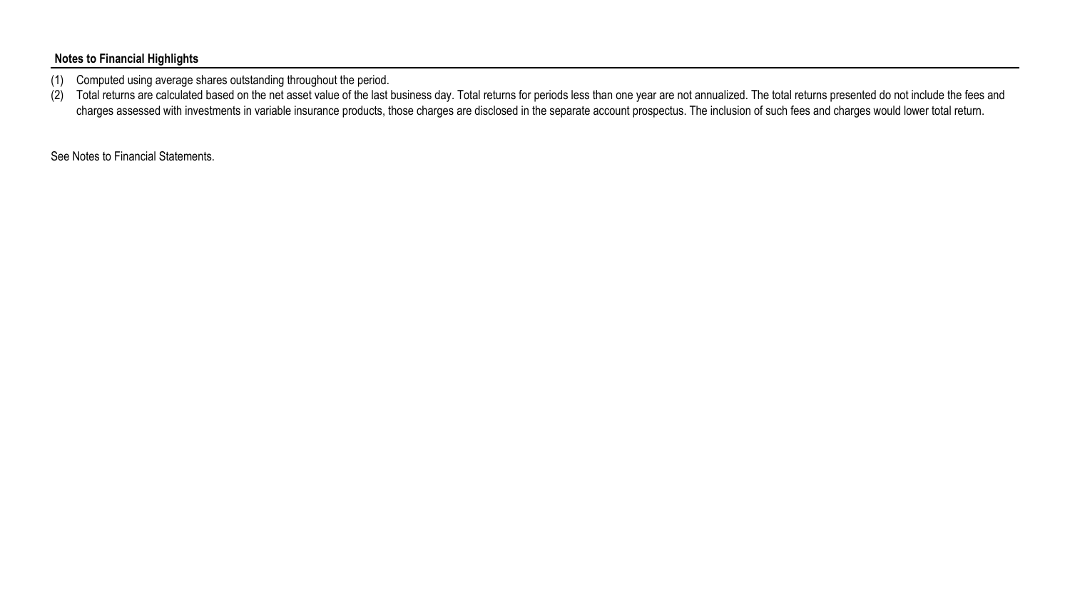**Notes to Financial Highlights**

(1) Computed using average shares outstanding throughout the period.

(2) Total returns are calculated based on the net asset value of the last business day. Total returns for periods less than one year are not annualized. The total returns presented do not include the fees and charges assessed with investments in variable insurance products, those charges are disclosed in the separate account prospectus. The inclusion of such fees and charges would lower total return.

See Notes to Financial Statements.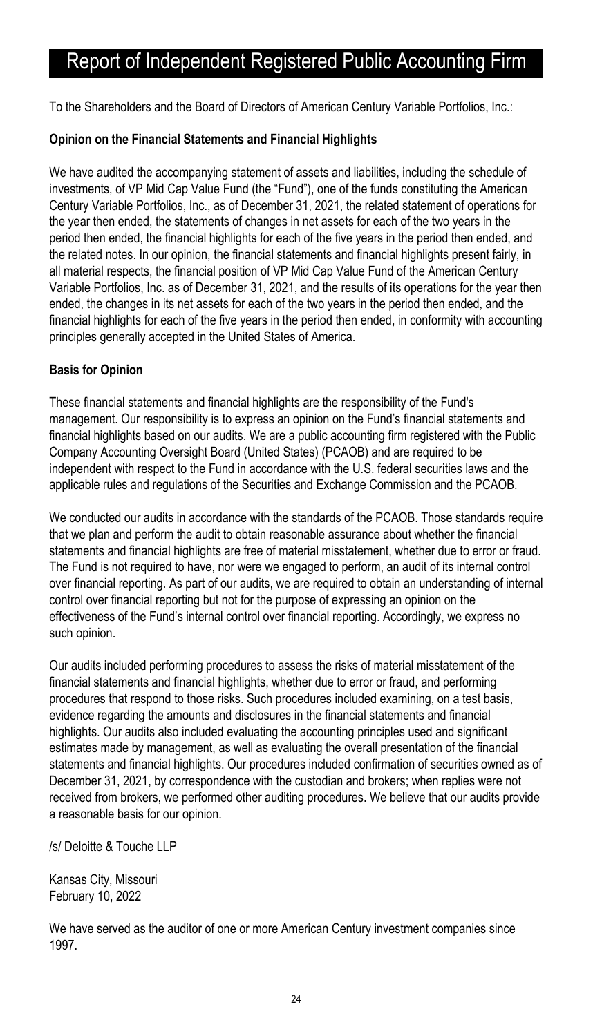# Report of Independent Registered Public Accounting Firm

To the Shareholders and the Board of Directors of American Century Variable Portfolios, Inc.:

**Opinion on the Financial Statements and Financial Highlights**

We have audited the accompanying statement of assets and liabilities, including the schedule of investments, of VP Mid Cap Value Fund (the "Fund"), one of the funds constituting the American Century Variable Portfolios, Inc., as of December 31, 2021, the related statement of operations for the year then ended, the statements of changes in net assets for each of the two years in the period then ended, the financial highlights for each of the five years in the period then ended, and the related notes. In our opinion, the financial statements and financial highlights present fairly, in all material respects, the financial position of VP Mid Cap Value Fund of the American Century Variable Portfolios, Inc. as of December 31, 2021, and the results of its operations for the year then ended, the changes in its net assets for each of the two years in the period then ended, and the financial highlights for each of the five years in the period then ended, in conformity with accounting principles generally accepted in the United States of America.

**Basis for Opinion**

These financial statements and financial highlights are the responsibility of the Fund's management. Our responsibility is to express an opinion on the Fund's financial statements and financial highlights based on our audits. We are a public accounting firm registered with the Public Company Accounting Oversight Board (United States) (PCAOB) and are required to be independent with respect to the Fund in accordance with the U.S. federal securities laws and the applicable rules and regulations of the Securities and Exchange Commission and the PCAOB.

We conducted our audits in accordance with the standards of the PCAOB. Those standards require that we plan and perform the audit to obtain reasonable assurance about whether the financial statements and financial highlights are free of material misstatement, whether due to error or fraud. The Fund is not required to have, nor were we engaged to perform, an audit of its internal control over financial reporting. As part of our audits, we are required to obtain an understanding of internal control over financial reporting but not for the purpose of expressing an opinion on the effectiveness of the Fund's internal control over financial reporting. Accordingly, we express no such opinion.

Our audits included performing procedures to assess the risks of material misstatement of the financial statements and financial highlights, whether due to error or fraud, and performing procedures that respond to those risks. Such procedures included examining, on a test basis, evidence regarding the amounts and disclosures in the financial statements and financial highlights. Our audits also included evaluating the accounting principles used and significant estimates made by management, as well as evaluating the overall presentation of the financial statements and financial highlights. Our procedures included confirmation of securities owned as of December 31, 2021, by correspondence with the custodian and brokers; when replies were not received from brokers, we performed other auditing procedures. We believe that our audits provide a reasonable basis for our opinion.

/s/ Deloitte & Touche LLP

Kansas City, Missouri
February 10, 2022

We have served as the auditor of one or more American Century investment companies since 1997.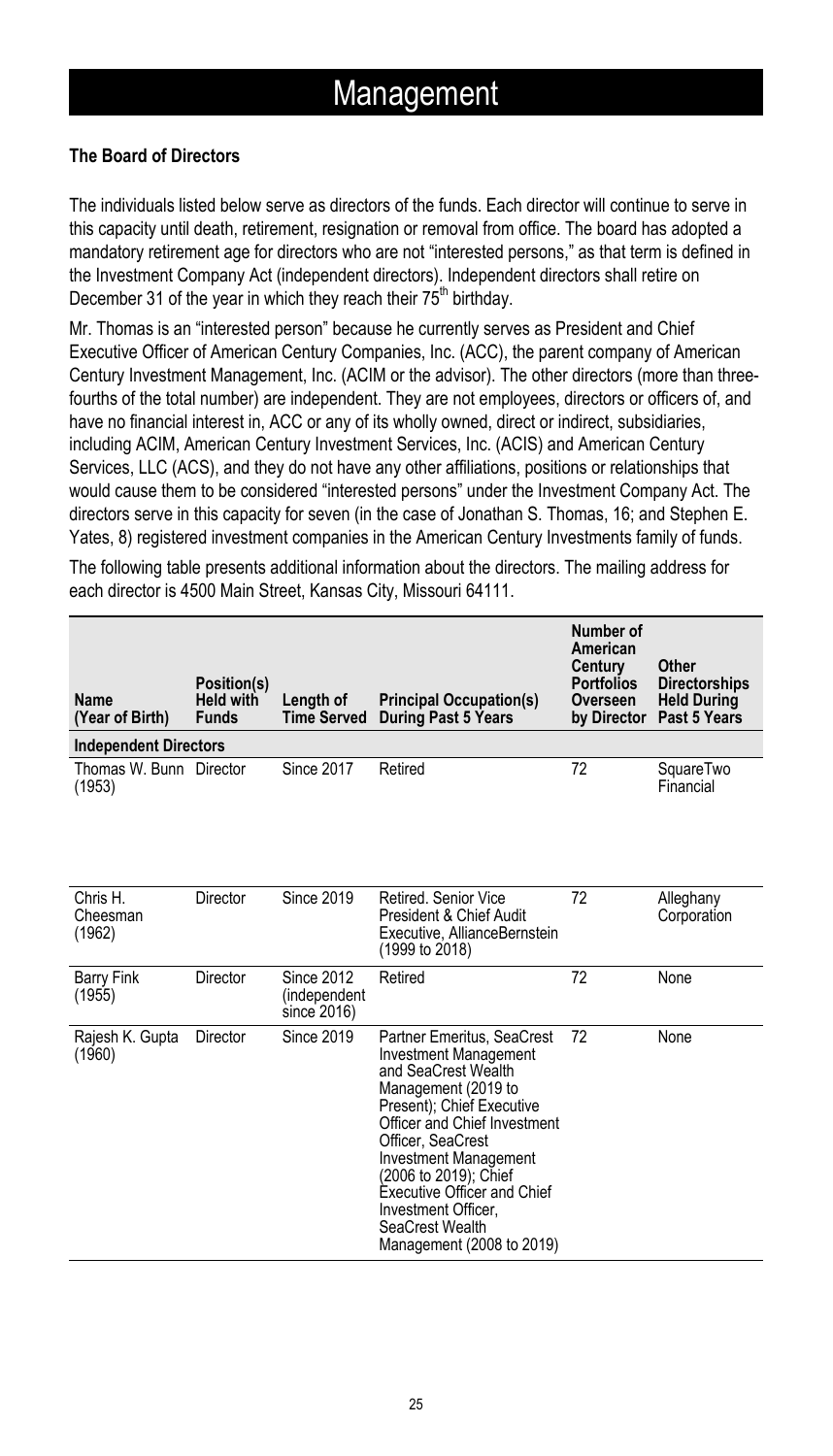# Management

**The Board of Directors**

The individuals listed below serve as directors of the funds. Each director will continue to serve in this capacity until death, retirement, resignation or removal from office. The board has adopted a mandatory retirement age for directors who are not "interested persons," as that term is defined in the Investment Company Act (independent directors). Independent directors shall retire on December 31 of the year in which they reach their 75th birthday.

Mr. Thomas is an "interested person" because he currently serves as President and Chief Executive Officer of American Century Companies, Inc. (ACC), the parent company of American Century Investment Management, Inc. (ACIM or the advisor). The other directors (more than three-fourths of the total number) are independent. They are not employees, directors or officers of, and have no financial interest in, ACC or any of its wholly owned, direct or indirect, subsidiaries, including ACIM, American Century Investment Services, Inc. (ACIS) and American Century Services, LLC (ACS), and they do not have any other affiliations, positions or relationships that would cause them to be considered "interested persons" under the Investment Company Act. The directors serve in this capacity for seven (in the case of Jonathan S. Thomas, 16; and Stephen E. Yates, 8) registered investment companies in the American Century Investments family of funds.

The following table presents additional information about the directors. The mailing address for each director is 4500 Main Street, Kansas City, Missouri 64111.

| Name (Year of Birth) | Position(s) Held with Funds | Length of Time Served | Principal Occupation(s) During Past 5 Years | Number of American Century Portfolios Overseen by Director | Other Directorships Held During Past 5 Years |
|---|---|---|---|---|---|
| **Independent Directors** | | | | | |
| Thomas W. Bunn (1953) | Director | Since 2017 | Retired | 72 | SquareTwo Financial |
| Chris H. Cheesman (1962) | Director | Since 2019 | Retired. Senior Vice President & Chief Audit Executive, AllianceBernstein (1999 to 2018) | 72 | Alleghany Corporation |
| Barry Fink (1955) | Director | Since 2012 (independent since 2016) | Retired | 72 | None |
| Rajesh K. Gupta (1960) | Director | Since 2019 | Partner Emeritus, SeaCrest Investment Management and SeaCrest Wealth Management (2019 to Present); Chief Executive Officer and Chief Investment Officer, SeaCrest Investment Management (2006 to 2019); Chief Executive Officer and Chief Investment Officer, SeaCrest Wealth Management (2008 to 2019) | 72 | None |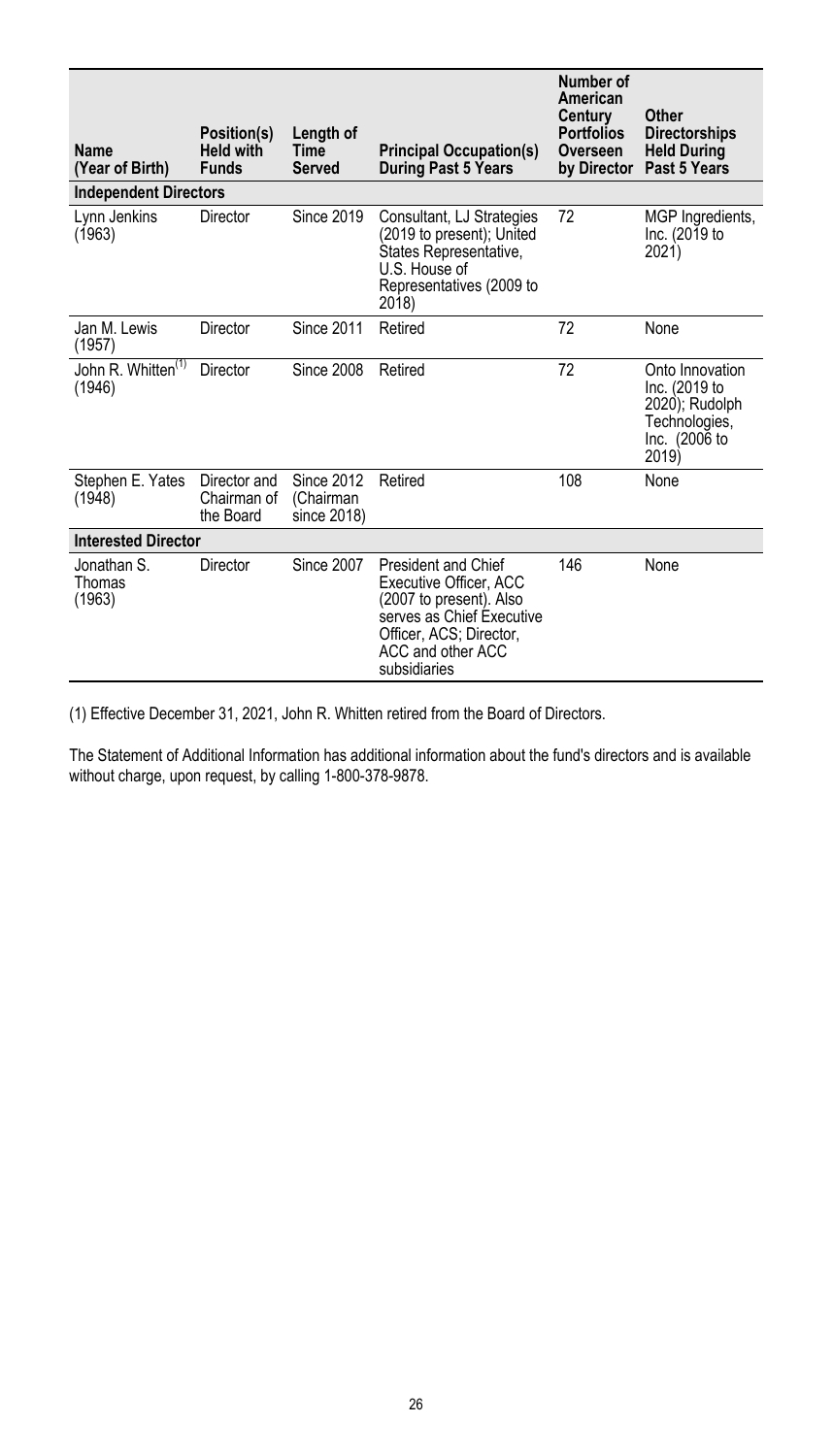| Name (Year of Birth) | Position(s) Held with Funds | Length of Time Served | Principal Occupation(s) During Past 5 Years | Number of American Century Portfolios Overseen by Director | Other Directorships Held During Past 5 Years |
|---|---|---|---|---|---|
| **Independent Directors** | | | | | |
| Lynn Jenkins (1963) | Director | Since 2019 | Consultant, LJ Strategies (2019 to present); United States Representative, U.S. House of Representatives (2009 to 2018) | 72 | MGP Ingredients, Inc. (2019 to 2021) |
| Jan M. Lewis (1957) | Director | Since 2011 | Retired | 72 | None |
| John R. Whitten[(1)] (1946) | Director | Since 2008 | Retired | 72 | Onto Innovation Inc. (2019 to 2020); Rudolph Technologies, Inc. (2006 to 2019) |
| Stephen E. Yates (1948) | Director and Chairman of the Board | Since 2012 (Chairman since 2018) | Retired | 108 | None |
| **Interested Director** | | | | | |
| Jonathan S. Thomas (1963) | Director | Since 2007 | President and Chief Executive Officer, ACC (2007 to present). Also serves as Chief Executive Officer, ACS; Director, ACC and other ACC subsidiaries | 146 | None |

(1) Effective December 31, 2021, John R. Whitten retired from the Board of Directors.

The Statement of Additional Information has additional information about the fund's directors and is available without charge, upon request, by calling 1-800-378-9878.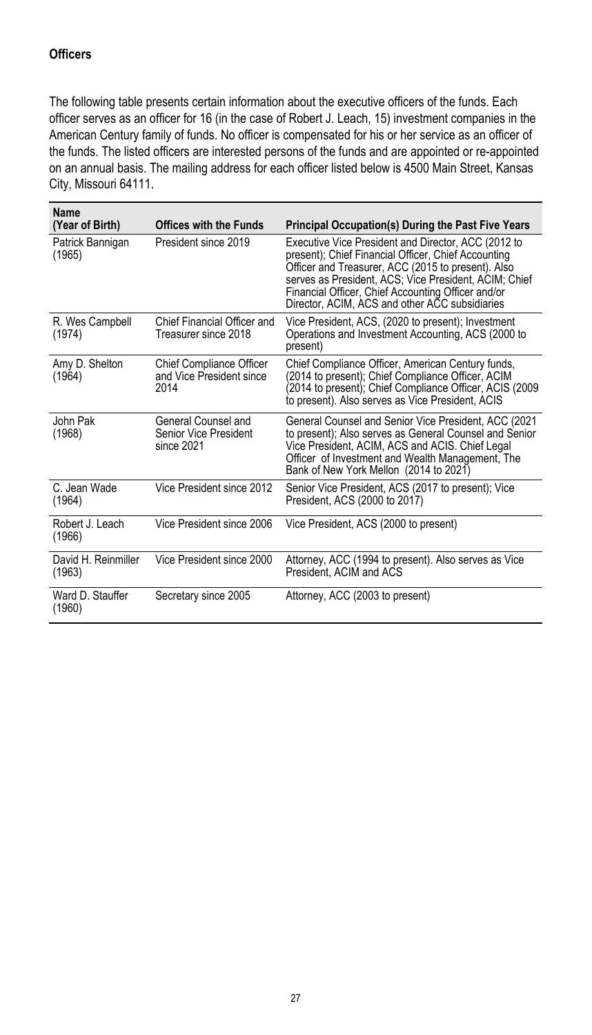**Officers**

The following table presents certain information about the executive officers of the funds. Each officer serves as an officer for 16 (in the case of Robert J. Leach, 15) investment companies in the American Century family of funds. No officer is compensated for his or her service as an officer of the funds. The listed officers are interested persons of the funds and are appointed or re-appointed on an annual basis. The mailing address for each officer listed below is 4500 Main Street, Kansas City, Missouri 64111.

| Name (Year of Birth) | Offices with the Funds | Principal Occupation(s) During the Past Five Years |
|---|---|---|
| Patrick Bannigan (1965) | President since 2019 | Executive Vice President and Director, ACC (2012 to present); Chief Financial Officer, Chief Accounting Officer and Treasurer, ACC (2015 to present). Also serves as President, ACS; Vice President, ACIM; Chief Financial Officer, Chief Accounting Officer and/or Director, ACIM, ACS and other ACC subsidiaries |
| R. Wes Campbell (1974) | Chief Financial Officer and Treasurer since 2018 | Vice President, ACS, (2020 to present); Investment Operations and Investment Accounting, ACS (2000 to present) |
| Amy D. Shelton (1964) | Chief Compliance Officer and Vice President since 2014 | Chief Compliance Officer, American Century funds, (2014 to present); Chief Compliance Officer, ACIM (2014 to present); Chief Compliance Officer, ACIS (2009 to present). Also serves as Vice President, ACIS |
| John Pak (1968) | General Counsel and Senior Vice President since 2021 | General Counsel and Senior Vice President, ACC (2021 to present); Also serves as General Counsel and Senior Vice President, ACIM, ACS and ACIS. Chief Legal Officer of Investment and Wealth Management, The Bank of New York Mellon (2014 to 2021) |
| C. Jean Wade (1964) | Vice President since 2012 | Senior Vice President, ACS (2017 to present); Vice President, ACS (2000 to 2017) |
| Robert J. Leach (1966) | Vice President since 2006 | Vice President, ACS (2000 to present) |
| David H. Reinmiller (1963) | Vice President since 2000 | Attorney, ACC (1994 to present). Also serves as Vice President, ACIM and ACS |
| Ward D. Stauffer (1960) | Secretary since 2005 | Attorney, ACC (2003 to present) |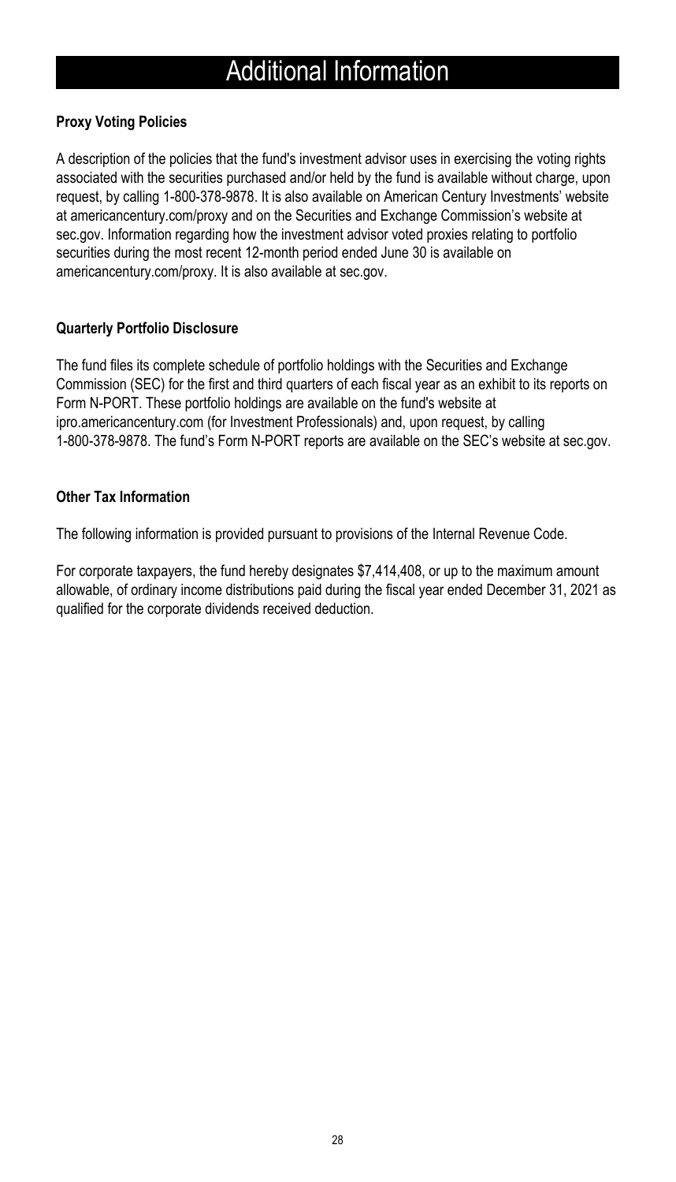# Additional Information

### Proxy Voting Policies

A description of the policies that the fund's investment advisor uses in exercising the voting rights associated with the securities purchased and/or held by the fund is available without charge, upon request, by calling 1-800-378-9878. It is also available on American Century Investments' website at americancentury.com/proxy and on the Securities and Exchange Commission's website at sec.gov. Information regarding how the investment advisor voted proxies relating to portfolio securities during the most recent 12-month period ended June 30 is available on americancentury.com/proxy. It is also available at sec.gov.

### Quarterly Portfolio Disclosure

The fund files its complete schedule of portfolio holdings with the Securities and Exchange Commission (SEC) for the first and third quarters of each fiscal year as an exhibit to its reports on Form N-PORT. These portfolio holdings are available on the fund's website at ipro.americancentury.com (for Investment Professionals) and, upon request, by calling 1-800-378-9878. The fund's Form N-PORT reports are available on the SEC's website at sec.gov.

### Other Tax Information

The following information is provided pursuant to provisions of the Internal Revenue Code.

For corporate taxpayers, the fund hereby designates $7,414,408, or up to the maximum amount allowable, of ordinary income distributions paid during the fiscal year ended December 31, 2021 as qualified for the corporate dividends received deduction.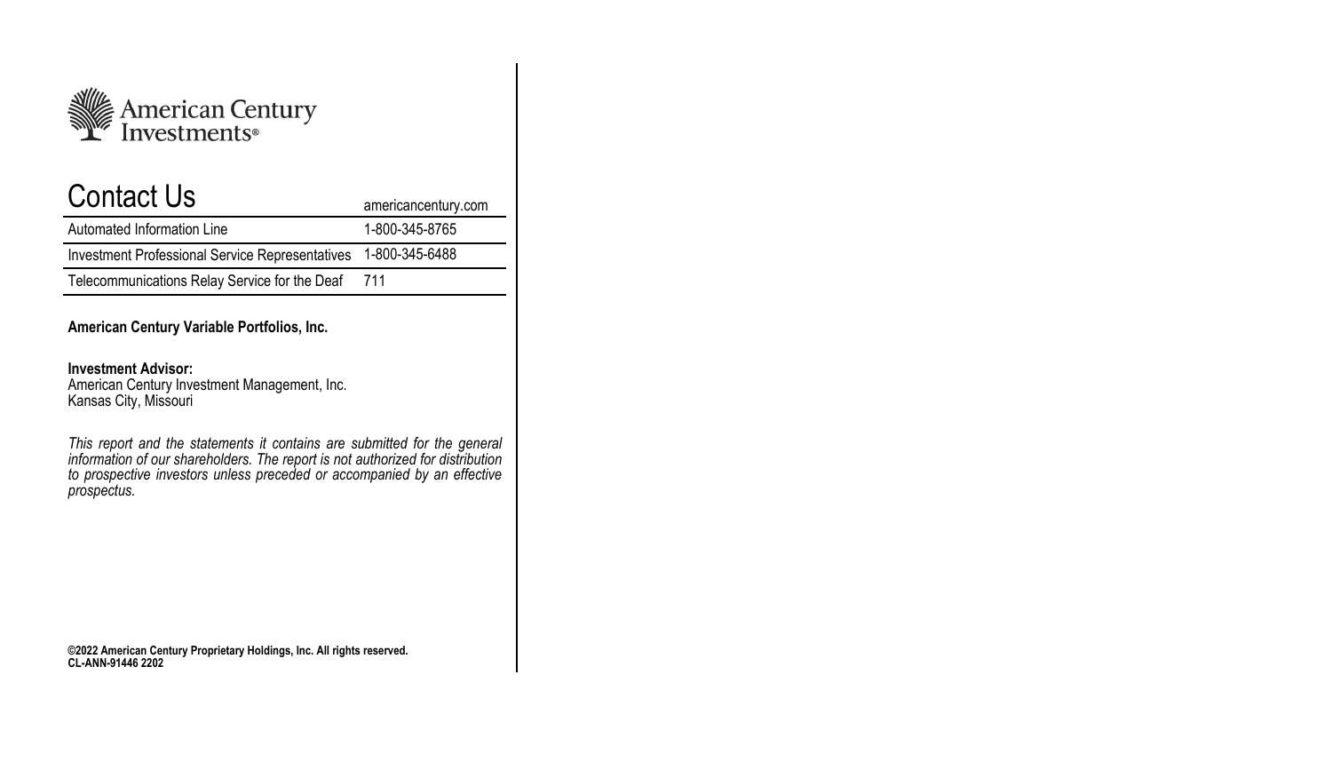American Century Investments®

# Contact Us

| | |
|---|---|
| | americancentury.com |
| Automated Information Line | 1-800-345-8765 |
| Investment Professional Service Representatives | 1-800-345-6488 |
| Telecommunications Relay Service for the Deaf | 711 |

**American Century Variable Portfolios, Inc.**

**Investment Advisor:**
American Century Investment Management, Inc.
Kansas City, Missouri

*This report and the statements it contains are submitted for the general information of our shareholders. The report is not authorized for distribution to prospective investors unless preceded or accompanied by an effective prospectus.*

**©2022 American Century Proprietary Holdings, Inc. All rights reserved.**
**CL-ANN-91446 2202**